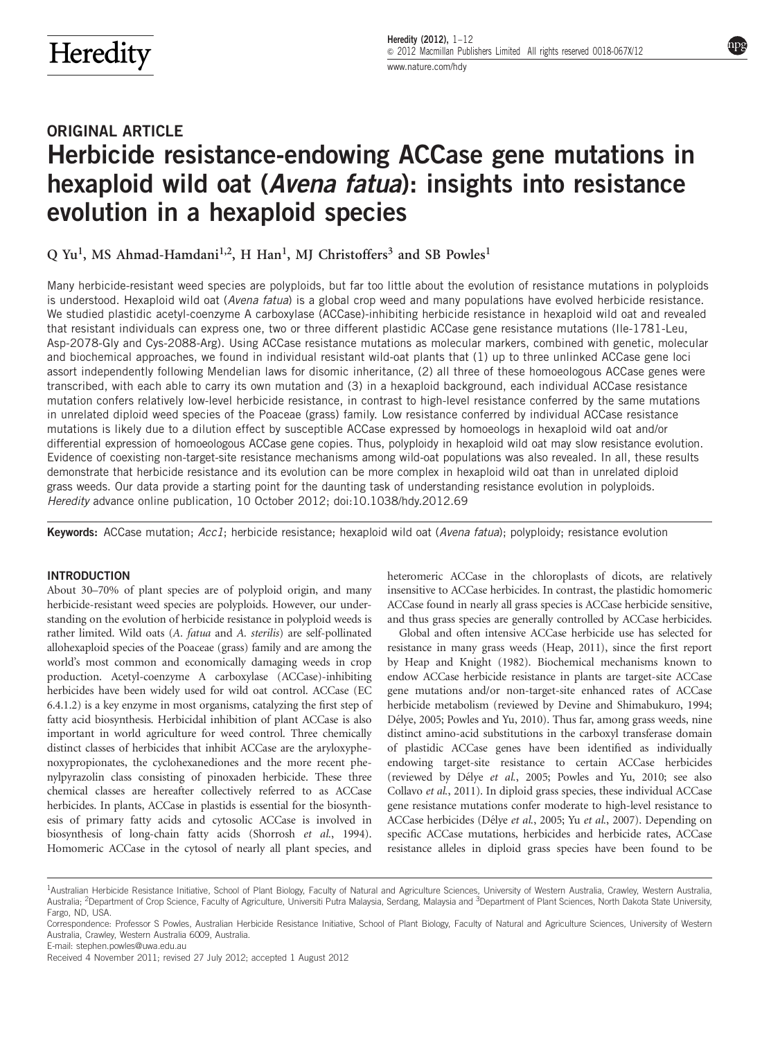ORIGINAL ARTICLE

# Herbicide resistance-endowing ACCase gene mutations in hexaploid wild oat (*Avena fatua*): insights into resistance evolution in a hexaploid species

Q Yu[1], MS Ahmad-Hamdani[1,2], H Han[1], MJ Christoffers[3] and SB Powles[1]

Many herbicide-resistant weed species are polyploids, but far too little about the evolution of resistance mutations in polyploids is understood. Hexaploid wild oat (*Avena fatua*) is a global crop weed and many populations have evolved herbicide resistance. We studied plastidic acetyl-coenzyme A carboxylase (ACCase)-inhibiting herbicide resistance in hexaploid wild oat and revealed that resistant individuals can express one, two or three different plastidic ACCase gene resistance mutations (Ile-1781-Leu, Asp-2078-Gly and Cys-2088-Arg). Using ACCase resistance mutations as molecular markers, combined with genetic, molecular and biochemical approaches, we found in individual resistant wild-oat plants that (1) up to three unlinked ACCase gene loci assort independently following Mendelian laws for disomic inheritance, (2) all three of these homoeologous ACCase genes were transcribed, with each able to carry its own mutation and (3) in a hexaploid background, each individual ACCase resistance mutation confers relatively low-level herbicide resistance, in contrast to high-level resistance conferred by the same mutations in unrelated diploid weed species of the Poaceae (grass) family. Low resistance conferred by individual ACCase resistance mutations is likely due to a dilution effect by susceptible ACCase expressed by homoeologs in hexaploid wild oat and/or differential expression of homoeologous ACCase gene copies. Thus, polyploidy in hexaploid wild oat may slow resistance evolution. Evidence of coexisting non-target-site resistance mechanisms among wild-oat populations was also revealed. In all, these results demonstrate that herbicide resistance and its evolution can be more complex in hexaploid wild oat than in unrelated diploid grass weeds. Our data provide a starting point for the daunting task of understanding resistance evolution in polyploids.
*Heredity* advance online publication, 10 October 2012; doi:10.1038/hdy.2012.69

**Keywords:** ACCase mutation; *Acc1*; herbicide resistance; hexaploid wild oat (*Avena fatua*); polyploidy; resistance evolution

## INTRODUCTION

About 30–70% of plant species are of polyploid origin, and many herbicide-resistant weed species are polyploids. However, our understanding on the evolution of herbicide resistance in polyploid weeds is rather limited. Wild oats (*A. fatua* and *A. sterilis*) are self-pollinated allohexaploid species of the Poaceae (grass) family and are among the world's most common and economically damaging weeds in crop production. Acetyl-coenzyme A carboxylase (ACCase)-inhibiting herbicides have been widely used for wild oat control. ACCase (EC 6.4.1.2) is a key enzyme in most organisms, catalyzing the first step of fatty acid biosynthesis. Herbicidal inhibition of plant ACCase is also important in world agriculture for weed control. Three chemically distinct classes of herbicides that inhibit ACCase are the aryloxyphenoxypropionates, the cyclohexanediones and the more recent phenylpyrazolin class consisting of pinoxaden herbicide. These three chemical classes are hereafter collectively referred to as ACCase herbicides. In plants, ACCase in plastids is essential for the biosynthesis of primary fatty acids and cytosolic ACCase is involved in biosynthesis of long-chain fatty acids (Shorrosh *et al.*, 1994). Homomeric ACCase in the cytosol of nearly all plant species, and heteromeric ACCase in the chloroplasts of dicots, are relatively insensitive to ACCase herbicides. In contrast, the plastidic homomeric ACCase found in nearly all grass species is ACCase herbicide sensitive, and thus grass species are generally controlled by ACCase herbicides.

Global and often intensive ACCase herbicide use has selected for resistance in many grass weeds (Heap, 2011), since the first report by Heap and Knight (1982). Biochemical mechanisms known to endow ACCase herbicide resistance in plants are target-site ACCase gene mutations and/or non-target-site enhanced rates of ACCase herbicide metabolism (reviewed by Devine and Shimabukuro, 1994; Délye, 2005; Powles and Yu, 2010). Thus far, among grass weeds, nine distinct amino-acid substitutions in the carboxyl transferase domain of plastidic ACCase genes have been identified as individually endowing target-site resistance to certain ACCase herbicides (reviewed by Délye *et al.*, 2005; Powles and Yu, 2010; see also Collavo *et al.*, 2011). In diploid grass species, these individual ACCase gene resistance mutations confer moderate to high-level resistance to ACCase herbicides (Délye *et al.*, 2005; Yu *et al.*, 2007). Depending on specific ACCase mutations, herbicides and herbicide rates, ACCase resistance alleles in diploid grass species have been found to be

[1]Australian Herbicide Resistance Initiative, School of Plant Biology, Faculty of Natural and Agriculture Sciences, University of Western Australia, Crawley, Western Australia, Australia; [2]Department of Crop Science, Faculty of Agriculture, Universiti Putra Malaysia, Serdang, Malaysia and [3]Department of Plant Sciences, North Dakota State University, Fargo, ND, USA.
Correspondence: Professor S Powles, Australian Herbicide Resistance Initiative, School of Plant Biology, Faculty of Natural and Agriculture Sciences, University of Western Australia, Crawley, Western Australia 6009, Australia.
E-mail: stephen.powles@uwa.edu.au
Received 4 November 2011; revised 27 July 2012; accepted 1 August 2012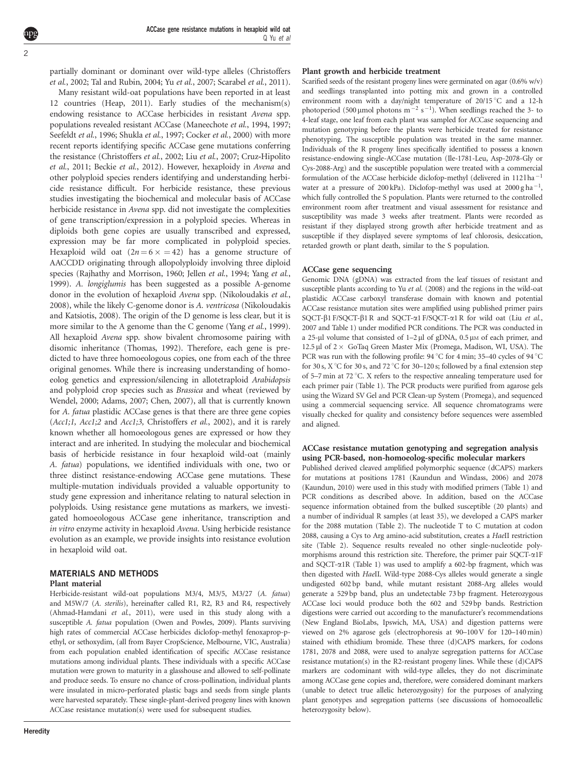partially dominant or dominant over wild-type alleles (Christoffers *et al.*, 2002; Tal and Rubin, 2004; Yu *et al.*, 2007; Scarabel *et al.*, 2011).

Many resistant wild-oat populations have been reported in at least 12 countries (Heap, 2011). Early studies of the mechanism(s) endowing resistance to ACCase herbicides in resistant *Avena* spp. populations revealed resistant ACCase (Maneechote *et al.*, 1994, 1997; Seefeldt *et al.*, 1996; Shukla *et al.*, 1997; Cocker *et al.*, 2000) with more recent reports identifying specific ACCase gene mutations conferring the resistance (Christoffers *et al.*, 2002; Liu *et al.*, 2007; Cruz-Hipolito *et al.*, 2011; Beckie *et al.*, 2012). However, hexaploidy in *Avena* and other polyploid species renders identifying and understanding herbicide resistance difficult. For herbicide resistance, these previous studies investigating the biochemical and molecular basis of ACCase herbicide resistance in *Avena* spp. did not investigate the complexities of gene transcription/expression in a polyploid species. Whereas in diploids both gene copies are usually transcribed and expressed, expression may be far more complicated in polyploid species. Hexaploid wild oat ($2n=6\times=42$) has a genome structure of AACCDD originating through allopolyploidy involving three diploid species (Rajhathy and Morrison, 1960; Jellen *et al.*, 1994; Yang *et al.*, 1999). *A. longiglumis* has been suggested as a possible A-genome donor in the evolution of hexaploid *Avena* spp. (Nikoloudakis *et al.*, 2008), while the likely C-genome donor is *A. ventricosa* (Nikoloudakis and Katsiotis, 2008). The origin of the D genome is less clear, but it is more similar to the A genome than the C genome (Yang *et al.*, 1999). All hexaploid *Avena* spp. show bivalent chromosome pairing with disomic inheritance (Thomas, 1992). Therefore, each gene is predicted to have three homoeologous copies, one from each of the three original genomes. While there is increasing understanding of homoeolog genetics and expression/silencing in allotetraploid *Arabidopsis* and polyploid crop species such as *Brassica* and wheat (reviewed by Wendel, 2000; Adams, 2007; Chen, 2007), all that is currently known for *A. fatua* plastidic ACCase genes is that there are three gene copies (*Acc1;1*, *Acc1;2* and *Acc1;3*, Christoffers *et al.*, 2002), and it is rarely known whether all homoeologous genes are expressed or how they interact and are inherited. In studying the molecular and biochemical basis of herbicide resistance in four hexaploid wild-oat (mainly *A. fatua*) populations, we identified individuals with one, two or three distinct resistance-endowing ACCase gene mutations. These multiple-mutation individuals provided a valuable opportunity to study gene expression and inheritance relating to natural selection in polyploids. Using resistance gene mutations as markers, we investigated homoeologous ACCase gene inheritance, transcription and *in vitro* enzyme activity in hexaploid *Avena*. Using herbicide resistance evolution as an example, we provide insights into resistance evolution in hexaploid wild oat.

## MATERIALS AND METHODS

### Plant material

Herbicide-resistant wild-oat populations M3/4, M3/5, M3/27 (*A. fatua*) and M5W/7 (*A. sterilis*), hereinafter called R1, R2, R3 and R4, respectively (Ahmad-Hamdani *et al.*, 2011), were used in this study along with a susceptible *A. fatua* population (Owen and Powles, 2009). Plants surviving high rates of commercial ACCase herbicides diclofop-methyl fenoxaprop-p-ethyl, or sethoxydim, (all from Bayer CropScience, Melbourne, VIC, Australia) from each population enabled identification of specific ACCase resistance mutations among individual plants. These individuals with a specific ACCase mutation were grown to maturity in a glasshouse and allowed to self-pollinate and produce seeds. To ensure no chance of cross-pollination, individual plants were insulated in micro-perforated plastic bags and seeds from single plants were harvested separately. These single-plant-derived progeny lines with known ACCase resistance mutation(s) were used for subsequent studies.

### Plant growth and herbicide treatment

Scarified seeds of the resistant progeny lines were germinated on agar (0.6% w/v) and seedlings transplanted into potting mix and grown in a controlled environment room with a day/night temperature of 20/15 °C and a 12-h photoperiod (500 µmol photons m$^{-2}$ s$^{-1}$). When seedlings reached the 3- to 4-leaf stage, one leaf from each plant was sampled for ACCase sequencing and mutation genotyping before the plants were herbicide treated for resistance phenotyping. The susceptible population was treated in the same manner. Individuals of the R progeny lines specifically identified to possess a known resistance-endowing single-ACCase mutation (Ile-1781-Leu, Asp-2078-Gly or Cys-2088-Arg) and the susceptible population were treated with a commercial formulation of the ACCase herbicide diclofop-methyl (delivered in 112 l ha$^{-1}$ water at a pressure of 200 kPa). Diclofop-methyl was used at 2000 g ha$^{-1}$, which fully controlled the S population. Plants were returned to the controlled environment room after treatment and visual assessment for resistance and susceptibility was made 3 weeks after treatment. Plants were recorded as resistant if they displayed strong growth after herbicide treatment and as susceptible if they displayed severe symptoms of leaf chlorosis, desiccation, retarded growth or plant death, similar to the S population.

### ACCase gene sequencing

Genomic DNA (gDNA) was extracted from the leaf tissues of resistant and susceptible plants according to Yu *et al.* (2008) and the regions in the wild-oat plastidic ACCase carboxyl transferase domain with known and potential ACCase resistance mutation sites were amplified using published primer pairs SQCT-β1 F/SQCT-β1 R and SQCT-α1 F/SQCT-α1 R for wild oat (Liu *et al.*, 2007 and Table 1) under modified PCR conditions. The PCR was conducted in a 25-µl volume that consisted of 1–2 µl of gDNA, 0.5 µM of each primer, and 12.5 µl of 2× GoTaq Green Master Mix (Promega, Madison, WI, USA). The PCR was run with the following profile: 94 °C for 4 min; 35–40 cycles of 94 °C for 30 s, X °C for 30 s, and 72 °C for 30–120 s; followed by a final extension step of 5–7 min at 72 °C. X refers to the respective annealing temperature used for each primer pair (Table 1). The PCR products were purified from agarose gels using the Wizard SV Gel and PCR Clean-up System (Promega), and sequenced using a commercial sequencing service. All sequence chromatograms were visually checked for quality and consistency before sequences were assembled and aligned.

### ACCase resistance mutation genotyping and segregation analysis using PCR-based, non-homoeolog-specific molecular markers

Published derived cleaved amplified polymorphic sequence (dCAPS) markers for mutations at positions 1781 (Kaundun and Windass, 2006) and 2078 (Kaundun, 2010) were used in this study with modified primers (Table 1) and PCR conditions as described above. In addition, based on the ACCase sequence information obtained from the bulked susceptible (20 plants) and a number of individual R samples (at least 35), we developed a CAPS marker for the 2088 mutation (Table 2). The nucleotide T to C mutation at codon 2088, causing a Cys to Arg amino-acid substitution, creates a *Hae*II restriction site (Table 2). Sequence results revealed no other single-nucleotide polymorphisms around this restriction site. Therefore, the primer pair SQCT-α1F and SQCT-α1R (Table 1) was used to amplify a 602-bp fragment, which was then digested with *Hae*II. Wild-type 2088-Cys alleles would generate a single undigested 602 bp band, while mutant resistant 2088-Arg alleles would generate a 529 bp band, plus an undetectable 73 bp fragment. Heterozygous ACCase loci would produce both the 602 and 529 bp bands. Restriction digestions were carried out according to the manufacturer's recommendations (New England BioLabs, Ipswich, MA, USA) and digestion patterns were viewed on 2% agarose gels (electrophoresis at 90–100 V for 120–140 min) stained with ethidium bromide. These three (d)CAPS markers, for codons 1781, 2078 and 2088, were used to analyze segregation patterns for ACCase resistance mutation(s) in the R2-resistant progeny lines. While these (d)CAPS markers are codominant with wild-type alleles, they do not discriminate among ACCase gene copies and, therefore, were considered dominant markers (unable to detect true allelic heterozygosity) for the purposes of analyzing plant genotypes and segregation patterns (see discussions of homoeoallelic heterozygosity below).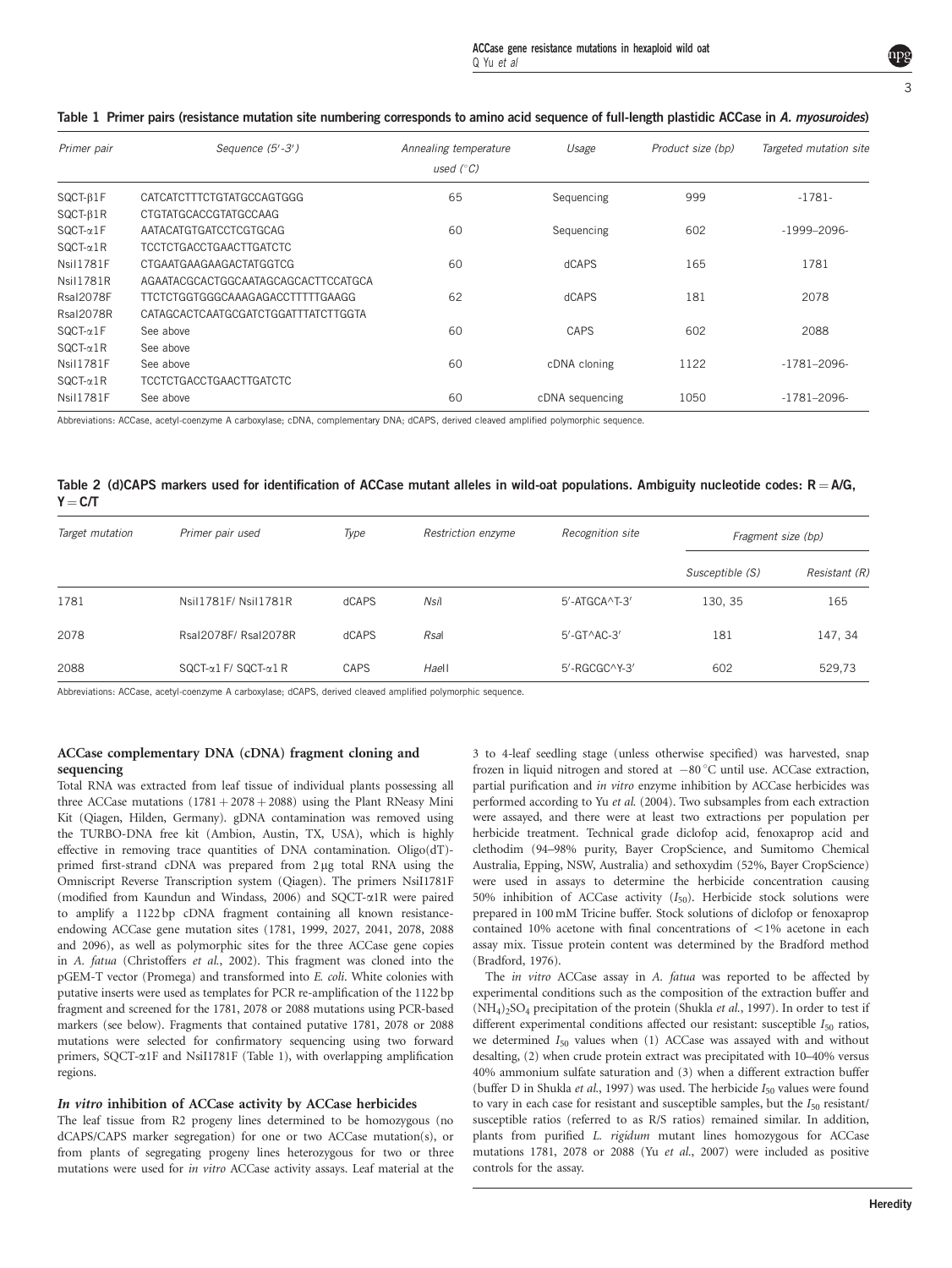**Table 1** Primer pairs (resistance mutation site numbering corresponds to amino acid sequence of full-length plastidic ACCase in *A. myosuroides*)

| Primer pair | Sequence (5′-3′) | Annealing temperature used (°C) | Usage | Product size (bp) | Targeted mutation site |
|---|---|---|---|---|---|
| SQCT-β1F | CATCATCTTTCTGTATGCCAGTGGG | 65 | Sequencing | 999 | -1781- |
| SQCT-β1R | CTGTATGCACCGTATGCCAAG | | | | |
| SQCT-α1F | AATACATGTGATCCTCGTGCAG | 60 | Sequencing | 602 | -1999–2096- |
| SQCT-α1R | TCCTCTGACCTGAACTTGATCTC | | | | |
| NsiI1781F | CTGAATGAAGAAGACTATGGTCG | 60 | dCAPS | 165 | 1781 |
| NsiI1781R | AGAATACGCACTGGCAATAGCAGCACTTCCATGCA | | | | |
| RsaI2078F | TTCTCTGGTGGGCAAAGAGACCTTTTTGAAGG | 62 | dCAPS | 181 | 2078 |
| RsaI2078R | CATAGCACTCAATGCGATCTGGATTTATCTTGGTA | | | | |
| SQCT-α1F | See above | 60 | CAPS | 602 | 2088 |
| SQCT-α1R | See above | | | | |
| NsiI1781F | See above | 60 | cDNA cloning | 1122 | -1781–2096- |
| SQCT-α1R | TCCTCTGACCTGAACTTGATCTC | | | | |
| NsiI1781F | See above | 60 | cDNA sequencing | 1050 | -1781–2096- |

Abbreviations: ACCase, acetyl-coenzyme A carboxylase; cDNA, complementary DNA; dCAPS, derived cleaved amplified polymorphic sequence.

**Table 2** (d)CAPS markers used for identification of ACCase mutant alleles in wild-oat populations. Ambiguity nucleotide codes: R = A/G, Y = C/T

| Target mutation | Primer pair used | Type | Restriction enzyme | Recognition site | Fragment size (bp) | |
|---|---|---|---|---|---|---|
| | | | | | Susceptible (S) | Resistant (R) |
| 1781 | NsiI1781F/ NsiI1781R | dCAPS | *Nsi*I | 5′-ATGCA^T-3′ | 130, 35 | 165 |
| 2078 | RsaI2078F/ RsaI2078R | dCAPS | *Rsa*I | 5′-GT^AC-3′ | 181 | 147, 34 |
| 2088 | SQCT-α1 F/ SQCT-α1 R | CAPS | *Hae*II | 5′-RGCGC^Y-3′ | 602 | 529,73 |

Abbreviations: ACCase, acetyl-coenzyme A carboxylase; dCAPS, derived cleaved amplified polymorphic sequence.

### ACCase complementary DNA (cDNA) fragment cloning and sequencing

Total RNA was extracted from leaf tissue of individual plants possessing all three ACCase mutations (1781 + 2078 + 2088) using the Plant RNeasy Mini Kit (Qiagen, Hilden, Germany). gDNA contamination was removed using the TURBO-DNA free kit (Ambion, Austin, TX, USA), which is highly effective in removing trace quantities of DNA contamination. Oligo(dT)-primed first-strand cDNA was prepared from 2 μg total RNA using the Omniscript Reverse Transcription system (Qiagen). The primers NsiI1781F (modified from Kaundun and Windass, 2006) and SQCT-α1R were paired to amplify a 1122 bp cDNA fragment containing all known resistance-endowing ACCase gene mutation sites (1781, 1999, 2027, 2041, 2078, 2088 and 2096), as well as polymorphic sites for the three ACCase gene copies in *A. fatua* (Christoffers *et al.*, 2002). This fragment was cloned into the pGEM-T vector (Promega) and transformed into *E. coli*. White colonies with putative inserts were used as templates for PCR re-amplification of the 1122 bp fragment and screened for the 1781, 2078 or 2088 mutations using PCR-based markers (see below). Fragments that contained putative 1781, 2078 or 2088 mutations were selected for confirmatory sequencing using two forward primers, SQCT-α1F and NsiI1781F (Table 1), with overlapping amplification regions.

### *In vitro* inhibition of ACCase activity by ACCase herbicides

The leaf tissue from R2 progeny lines determined to be homozygous (no dCAPS/CAPS marker segregation) for one or two ACCase mutation(s), or from plants of segregating progeny lines heterozygous for two or three mutations were used for *in vitro* ACCase activity assays. Leaf material at the 3 to 4-leaf seedling stage (unless otherwise specified) was harvested, snap frozen in liquid nitrogen and stored at −80 °C until use. ACCase extraction, partial purification and *in vitro* enzyme inhibition by ACCase herbicides was performed according to Yu *et al.* (2004). Two subsamples from each extraction were assayed, and there were at least two extractions per population per herbicide treatment. Technical grade diclofop acid, fenoxaprop acid and clethodim (94–98% purity, Bayer CropScience, and Sumitomo Chemical Australia, Epping, NSW, Australia) and sethoxydim (52%, Bayer CropScience) were used in assays to determine the herbicide concentration causing 50% inhibition of ACCase activity ($I_{50}$). Herbicide stock solutions were prepared in 100 mM Tricine buffer. Stock solutions of diclofop or fenoxaprop contained 10% acetone with final concentrations of <1% acetone in each assay mix. Tissue protein content was determined by the Bradford method (Bradford, 1976).

The *in vitro* ACCase assay in *A. fatua* was reported to be affected by experimental conditions such as the composition of the extraction buffer and $(NH_4)_2SO_4$ precipitation of the protein (Shukla *et al.*, 1997). In order to test if different experimental conditions affected our resistant: susceptible $I_{50}$ ratios, we determined $I_{50}$ values when (1) ACCase was assayed with and without desalting, (2) when crude protein extract was precipitated with 10–40% versus 40% ammonium sulfate saturation and (3) when a different extraction buffer (buffer D in Shukla *et al.*, 1997) was used. The herbicide $I_{50}$ values were found to vary in each case for resistant and susceptible samples, but the $I_{50}$ resistant/susceptible ratios (referred to as R/S ratios) remained similar. In addition, plants from purified *L. rigidum* mutant lines homozygous for ACCase mutations 1781, 2078 or 2088 (Yu *et al.*, 2007) were included as positive controls for the assay.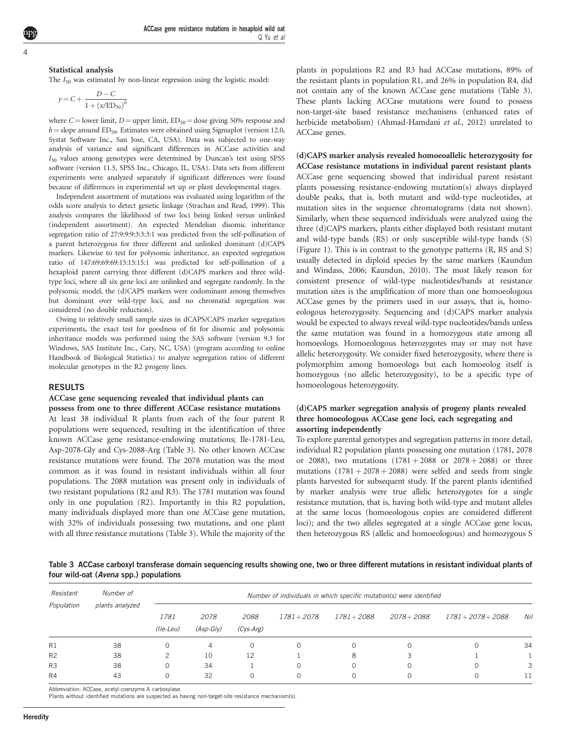### Statistical analysis

The $I_{50}$ was estimated by non-linear regression using the logistic model:

$$y = C + \frac{D - C}{1 + (x/ED_{50})^b}$$

where $C$ = lower limit, $D$ = upper limit, $ED_{50}$ = dose giving 50% response and $b$ = slope around $ED_{50}$. Estimates were obtained using Sigmaplot (version 12.0, Systat Software Inc., San Jose, CA, USA). Data was subjected to one-way analysis of variance and significant differences in ACCase activities and $I_{50}$ values among genotypes were determined by Duncan's test using SPSS software (version 11.5, SPSS Inc., Chicago, IL, USA). Data sets from different experiments were analyzed separately if significant differences were found because of differences in experimental set up or plant developmental stages.

Independent assortment of mutations was evaluated using logarithm of the odds score analysis to detect genetic linkage (Strachan and Read, 1999). This analysis compares the likelihood of two loci being linked versus unlinked (independent assortment). An expected Mendelian disomic inheritance segregation ratio of 27:9:9:9:3:3:3:1 was predicted from the self-pollination of a parent heterozygous for three different and unlinked dominant (d)CAPS markers. Likewise to test for polysomic inheritance, an expected segregation ratio of 147:69:69:69:15:15:15:1 was predicted for self-pollination of a hexaploid parent carrying three different (d)CAPS markers and three wild-type loci, where all six gene loci are unlinked and segregate randomly. In the polysomic model, the (d)CAPS markers were codominant among themselves but dominant over wild-type loci, and no chromatid segregation was considered (no double reduction).

Owing to relatively small sample sizes in dCAPS/CAPS marker segregation experiments, the exact test for goodness of fit for disomic and polysomic inheritance models was performed using the SAS software (version 9.3 for Windows, SAS Institute Inc., Cary, NC, USA) (program according to online Handbook of Biological Statistics) to analyze segregation ratios of different molecular genotypes in the R2 progeny lines.

## RESULTS

### ACCase gene sequencing revealed that individual plants can possess from one to three different ACCase resistance mutations

At least 38 individual R plants from each of the four parent R populations were sequenced, resulting in the identification of three known ACCase gene resistance-endowing mutations; Ile-1781-Leu, Asp-2078-Gly and Cys-2088-Arg (Table 3). No other known ACCase resistance mutations were found. The 2078 mutation was the most common as it was found in resistant individuals within all four populations. The 2088 mutation was present only in individuals of two resistant populations (R2 and R3). The 1781 mutation was found only in one population (R2). Importantly in this R2 population, many individuals displayed more than one ACCase gene mutation, with 32% of individuals possessing two mutations, and one plant with all three resistance mutations (Table 3). While the majority of the plants in populations R2 and R3 had ACCase mutations, 89% of the resistant plants in population R1, and 26% in population R4, did not contain any of the known ACCase gene mutations (Table 3). These plants lacking ACCase mutations were found to possess non-target-site based resistance mechanisms (enhanced rates of herbicide metabolism) (Ahmad-Hamdani *et al*., 2012) unrelated to ACCase genes.

### (d)CAPS marker analysis revealed homoeoallelic heterozygosity for ACCase resistance mutations in individual parent resistant plants

ACCase gene sequencing showed that individual parent resistant plants possessing resistance-endowing mutation(s) always displayed double peaks, that is, both mutant and wild-type nucleotides, at mutation sites in the sequence chromatograms (data not shown). Similarly, when these sequenced individuals were analyzed using the three (d)CAPS markers, plants either displayed both resistant mutant and wild-type bands (RS) or only susceptible wild-type bands (S) (Figure 1). This is in contrast to the genotype patterns (R, RS and S) usually detected in diploid species by the same markers (Kaundun and Windass, 2006; Kaundun, 2010). The most likely reason for consistent presence of wild-type nucleotides/bands at resistance mutation sites is the amplification of more than one homoeologous ACCase genes by the primers used in our assays, that is, homoeologous heterozygosity. Sequencing and (d)CAPS marker analysis would be expected to always reveal wild-type nucleotides/bands unless the same mutation was found in a homozygous state among all homoeologs. Homoeologous heterozygotes may or may not have allelic heterozygosity. We consider fixed heterozygosity, where there is polymorphim among homoeologs but each homoeolog itself is homozygous (no allelic heterozygosity), to be a specific type of homoeologous heterozygosity.

### (d)CAPS marker segregation analysis of progeny plants revealed three homoeologous ACCase gene loci, each segregating and assorting independently

To explore parental genotypes and segregation patterns in more detail, individual R2 population plants possessing one mutation (1781, 2078 or 2088), two mutations (1781 + 2088 or 2078 + 2088) or three mutations (1781 + 2078 + 2088) were selfed and seeds from single plants harvested for subsequent study. If the parent plants identified by marker analysis were true allelic heterozygotes for a single resistance mutation, that is, having both wild-type and mutant alleles at the same locus (homoeologous copies are considered different loci); and the two alleles segregated at a single ACCase gene locus, then heterozygous RS (allelic and homoeologous) and homozygous S

**Table 3 ACCase carboxyl transferase domain sequencing results showing one, two or three different mutations in resistant individual plants of four wild-oat (*Avena* spp.) populations**

| Resistant Population | Number of plants analyzed | Number of individuals in which specific mutation(s) were identified | | | | | | | |
|---|---|---|---|---|---|---|---|---|---|
| | | 1781 (Ile-Leu) | 2078 (Asp-Gly) | 2088 (Cys-Arg) | 1781 + 2078 | 1781 + 2088 | 2078 + 2088 | 1781 + 2078 + 2088 | Nil |
| R1 | 38 | 0 | 4 | 0 | 0 | 0 | 0 | 0 | 34 |
| R2 | 38 | 2 | 10 | 12 | 1 | 8 | 3 | 1 | 1 |
| R3 | 38 | 0 | 34 | 1 | 0 | 0 | 0 | 0 | 3 |
| R4 | 43 | 0 | 32 | 0 | 0 | 0 | 0 | 0 | 11 |

Abbreviation: ACCase, acetyl-coenzyme A carboxylase.
Plants without identified mutations are suspected as having non-target-site resistance mechanism(s).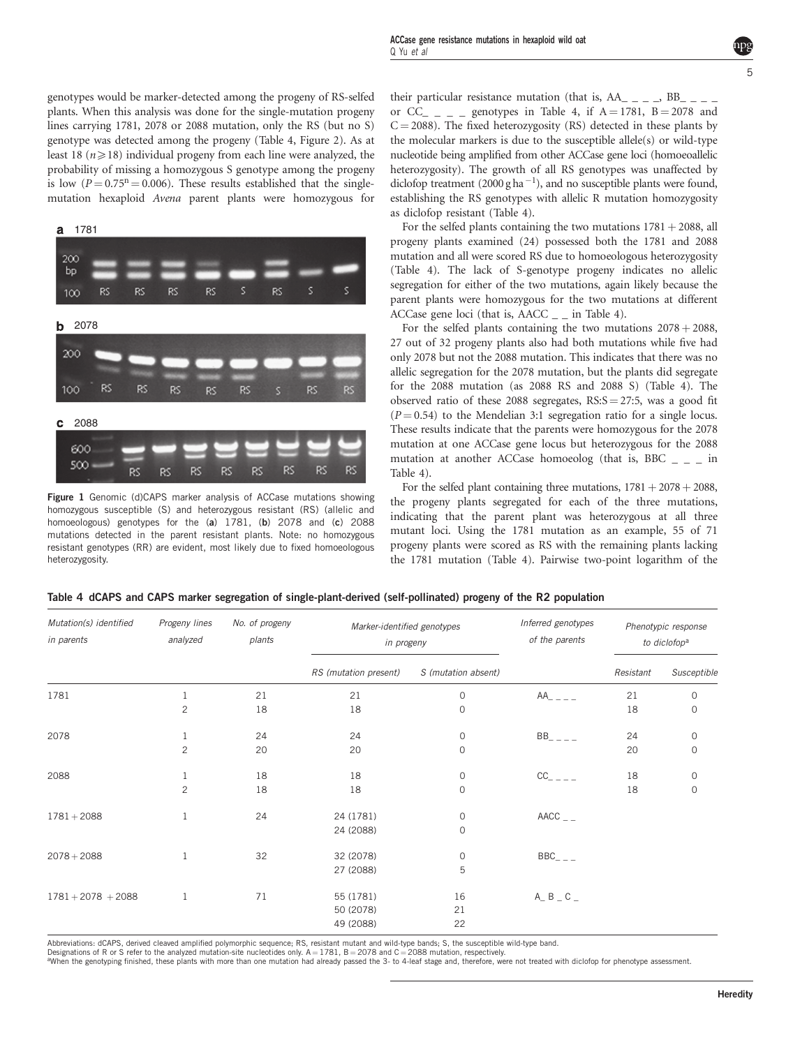genotypes would be marker-detected among the progeny of RS-selfed plants. When this analysis was done for the single-mutation progeny lines carrying 1781, 2078 or 2088 mutation, only the RS (but no S) genotype was detected among the progeny (Table 4, Figure 2). As at least 18 ($n \geq 18$) individual progeny from each line were analyzed, the probability of missing a homozygous S genotype among the progeny is low ($P = 0.75^n = 0.006$). These results established that the single-mutation hexaploid *Avena* parent plants were homozygous for their particular resistance mutation (that is, AA_ _ _ _, BB_ _ _ _ or CC_ _ _ _ genotypes in Table 4, if A = 1781, B = 2078 and C = 2088). The fixed heterozygosity (RS) detected in these plants by the molecular markers is due to the susceptible allele(s) or wild-type nucleotide being amplified from other ACCase gene loci (homoeoallelic heterozygosity). The growth of all RS genotypes was unaffected by diclofop treatment (2000 g ha$^{-1}$), and no susceptible plants were found, establishing the RS genotypes with allelic R mutation homozygosity as diclofop resistant (Table 4).

**Figure 1** Genomic (d)CAPS marker analysis of ACCase mutations showing homozygous susceptible (S) and heterozygous resistant (RS) (allelic and homoeologous) genotypes for the (**a**) 1781, (**b**) 2078 and (**c**) 2088 mutations detected in the parent resistant plants. Note: no homozygous resistant genotypes (RR) are evident, most likely due to fixed homoeologous heterozygosity.

For the selfed plants containing the two mutations 1781 + 2088, all progeny plants examined (24) possessed both the 1781 and 2088 mutation and all were scored RS due to homoeologous heterozygosity (Table 4). The lack of S-genotype progeny indicates no allelic segregation for either of the two mutations, again likely because the parent plants were homozygous for the two mutations at different ACCase gene loci (that is, AACC _ _ in Table 4).

For the selfed plants containing the two mutations 2078 + 2088, 27 out of 32 progeny plants also had both mutations while five had only 2078 but not the 2088 mutation. This indicates that there was no allelic segregation for the 2078 mutation, but the plants did segregate for the 2088 mutation (as 2088 RS and 2088 S) (Table 4). The observed ratio of these 2088 segregates, RS:S = 27:5, was a good fit ($P = 0.54$) to the Mendelian 3:1 segregation ratio for a single locus. These results indicate that the parents were homozygous for the 2078 mutation at one ACCase gene locus but heterozygous for the 2088 mutation at another ACCase homoeolog (that is, BBC _ _ _ in Table 4).

For the selfed plant containing three mutations, 1781 + 2078 + 2088, the progeny plants segregated for each of the three mutations, indicating that the parent plant was heterozygous at all three mutant loci. Using the 1781 mutation as an example, 55 of 71 progeny plants were scored as RS with the remaining plants lacking the 1781 mutation (Table 4). Pairwise two-point logarithm of the

**Table 4** dCAPS and CAPS marker segregation of single-plant-derived (self-pollinated) progeny of the R2 population

| *Mutation(s) identified in parents* | *Progeny lines analyzed* | *No. of progeny plants* | *Marker-identified genotypes in progeny* | | *Inferred genotypes of the parents* | *Phenotypic response to diclofop*[a] | |
|---|---|---|---|---|---|---|---|
| | | | RS (mutation present) | S (mutation absent) | | Resistant | Susceptible |
| 1781 | 1 | 21 | 21 | 0 | AA_ _ _ _ | 21 | 0 |
| | 2 | 18 | 18 | 0 | | 18 | 0 |
| 2078 | 1 | 24 | 24 | 0 | BB_ _ _ _ | 24 | 0 |
| | 2 | 20 | 20 | 0 | | 20 | 0 |
| 2088 | 1 | 18 | 18 | 0 | CC_ _ _ _ | 18 | 0 |
| | 2 | 18 | 18 | 0 | | 18 | 0 |
| 1781 + 2088 | 1 | 24 | 24 (1781) | 0 | AACC _ _ | | |
| | | | 24 (2088) | 0 | | | |
| 2078 + 2088 | 1 | 32 | 32 (2078) | 0 | BBC_ _ _ | | |
| | | | 27 (2088) | 5 | | | |
| 1781 + 2078 + 2088 | 1 | 71 | 55 (1781) | 16 | A_ B _ C _ | | |
| | | | 50 (2078) | 21 | | | |
| | | | 49 (2088) | 22 | | | |

Abbreviations: dCAPS, derived cleaved amplified polymorphic sequence; RS, resistant mutant and wild-type bands; S, the susceptible wild-type band.
Designations of R or S refer to the analyzed mutation-site nucleotides only. A = 1781, B = 2078 and C = 2088 mutation, respectively.
[a]When the genotyping finished, these plants with more than one mutation had already passed the 3- to 4-leaf stage and, therefore, were not treated with diclofop for phenotype assessment.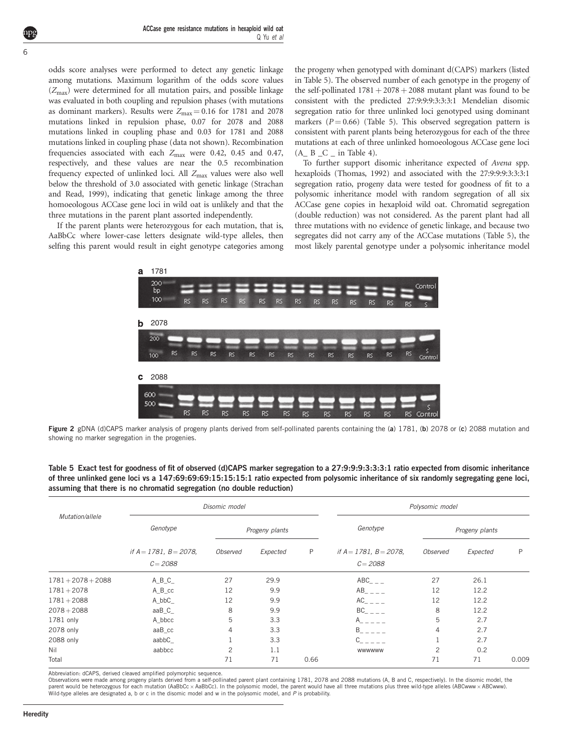odds score analyses were performed to detect any genetic linkage among mutations. Maximum logarithm of the odds score values ($Z_{max}$) were determined for all mutation pairs, and possible linkage was evaluated in both coupling and repulsion phases (with mutations as dominant markers). Results were $Z_{max} = 0.16$ for 1781 and 2078 mutations linked in repulsion phase, 0.07 for 2078 and 2088 mutations linked in coupling phase and 0.03 for 1781 and 2088 mutations linked in coupling phase (data not shown). Recombination frequencies associated with each $Z_{max}$ were 0.42, 0.45 and 0.47, respectively, and these values are near the 0.5 recombination frequency expected of unlinked loci. All $Z_{max}$ values were also well below the threshold of 3.0 associated with genetic linkage (Strachan and Read, 1999), indicating that genetic linkage among the three homoeologous ACCase gene loci in wild oat is unlikely and that the three mutations in the parent plant assorted independently.

If the parent plants were heterozygous for each mutation, that is, AaBbCc where lower-case letters designate wild-type alleles, then selfing this parent would result in eight genotype categories among the progeny when genotyped with dominant d(CAPS) markers (listed in Table 5). The observed number of each genotype in the progeny of the self-pollinated 1781 + 2078 + 2088 mutant plant was found to be consistent with the predicted 27:9:9:9:3:3:3:1 Mendelian disomic segregation ratio for three unlinked loci genotyped using dominant markers ($P = 0.66$) (Table 5). This observed segregation pattern is consistent with parent plants being heterozygous for each of the three mutations at each of three unlinked homoeologous ACCase gene loci (A_ B _C _ in Table 4).

To further support disomic inheritance expected of *Avena* spp. hexaploids (Thomas, 1992) and associated with the 27:9:9:9:3:3:3:1 segregation ratio, progeny data were tested for goodness of fit to a polysomic inheritance model with random segregation of all six ACCase gene copies in hexaploid wild oat. Chromatid segregation (double reduction) was not considered. As the parent plant had all three mutations with no evidence of genetic linkage, and because two segregates did not carry any of the ACCase mutations (Table 5), the most likely parental genotype under a polysomic inheritance model

**Figure 2** gDNA (d)CAPS marker analysis of progeny plants derived from self-pollinated parents containing the (**a**) 1781, (**b**) 2078 or (**c**) 2088 mutation and showing no marker segregation in the progenies.

**Table 5 Exact test for goodness of fit of observed (d)CAPS marker segregation to a 27:9:9:9:3:3:3:1 ratio expected from disomic inheritance of three unlinked gene loci vs a 147:69:69:69:15:15:15:1 ratio expected from polysomic inheritance of six randomly segregating gene loci, assuming that there is no chromatid segregation (no double reduction)**

| Mutation/allele | Disomic model | | | | Polysomic model | | | |
|---|---|---|---|---|---|---|---|---|
| | Genotype | Progeny plants | | | Genotype | Progeny plants | | |
| | *if A = 1781, B = 2078, C = 2088* | *Observed* | *Expected* | P | *if A = 1781, B = 2078, C = 2088* | *Observed* | *Expected* | P |
| 1781 + 2078 + 2088 | A_B_C_ | 27 | 29.9 | | ABC_ _ _ | 27 | 26.1 | |
| 1781 + 2078 | A_B_cc | 12 | 9.9 | | AB_ _ _ _ | 12 | 12.2 | |
| 1781 + 2088 | A_bbC_ | 12 | 9.9 | | AC_ _ _ _ | 12 | 12.2 | |
| 2078 + 2088 | aaB_C_ | 8 | 9.9 | | BC_ _ _ _ | 8 | 12.2 | |
| 1781 only | A_bbcc | 5 | 3.3 | | A_ _ _ _ _ | 5 | 2.7 | |
| 2078 only | aaB_cc | 4 | 3.3 | | B_ _ _ _ _ | 4 | 2.7 | |
| 2088 only | aabbC_ | 1 | 3.3 | | C_ _ _ _ _ | 1 | 2.7 | |
| Nil | aabbcc | 2 | 1.1 | | wwwwww | 2 | 0.2 | |
| Total | | 71 | 71 | 0.66 | | 71 | 71 | 0.009 |

Abbreviation: dCAPS, derived cleaved amplified polymorphic sequence.
Observations were made among progeny plants derived from a self-pollinated parent plant containing 1781, 2078 and 2088 mutations (A, B and C, respectively). In the disomic model, the parent would be heterozygous for each mutation (AaBbCc × AaBbCc). In the polysomic model, the parent would have all three mutations plus three wild-type alleles (ABCwww × ABCwww). Wild-type alleles are designated a, b or c in the disomic model and w in the polysomic model, and *P* is probability.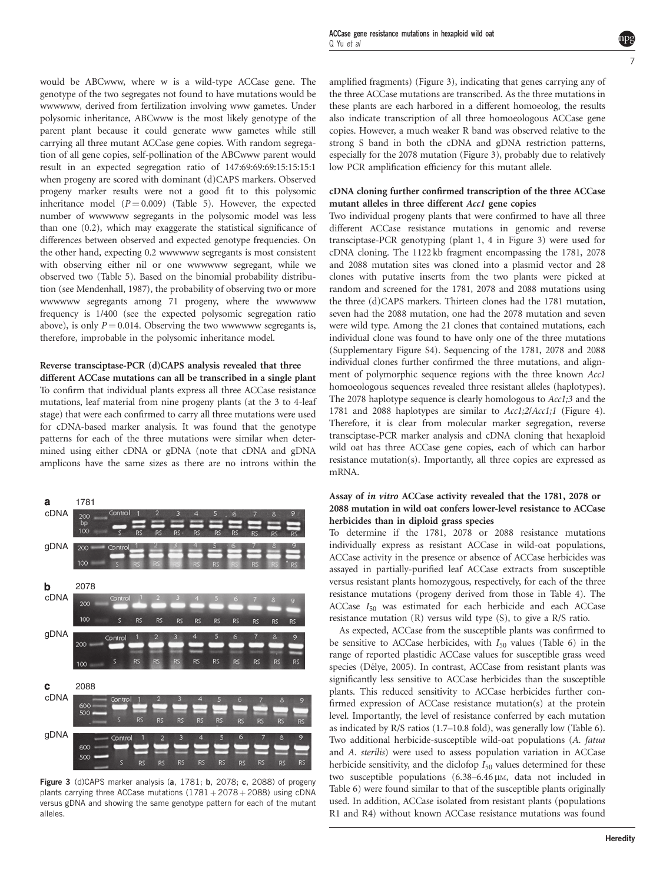would be ABCwww, where w is a wild-type ACCase gene. The genotype of the two segregates not found to have mutations would be wwwwww, derived from fertilization involving www gametes. Under polysomic inheritance, ABCwww is the most likely genotype of the parent plant because it could generate www gametes while still carrying all three mutant ACCase gene copies. With random segregation of all gene copies, self-pollination of the ABCwww parent would result in an expected segregation ratio of 147:69:69:69:15:15:15:1 when progeny are scored with dominant (d)CAPS markers. Observed progeny marker results were not a good fit to this polysomic inheritance model ($P = 0.009$) (Table 5). However, the expected number of wwwwww segregants in the polysomic model was less than one (0.2), which may exaggerate the statistical significance of differences between observed and expected genotype frequencies. On the other hand, expecting 0.2 wwwwww segregants is most consistent with observing either nil or one wwwwww segregant, while we observed two (Table 5). Based on the binomial probability distribution (see Mendenhall, 1987), the probability of observing two or more wwwwww segregants among 71 progeny, where the wwwwww frequency is 1/400 (see the expected polysomic segregation ratio above), is only $P = 0.014$. Observing the two wwwwww segregants is, therefore, improbable in the polysomic inheritance model.

### Reverse transciptase-PCR (d)CAPS analysis revealed that three different ACCase mutations can all be transcribed in a single plant

To confirm that individual plants express all three ACCase resistance mutations, leaf material from nine progeny plants (at the 3 to 4-leaf stage) that were each confirmed to carry all three mutations were used for cDNA-based marker analysis. It was found that the genotype patterns for each of the three mutations were similar when determined using either cDNA or gDNA (note that cDNA and gDNA amplicons have the same sizes as there are no introns within the amplified fragments) (Figure 3), indicating that genes carrying any of the three ACCase mutations are transcribed. As the three mutations in these plants are each harbored in a different homoeolog, the results also indicate transcription of all three homoeologous ACCase gene copies. However, a much weaker R band was observed relative to the strong S band in both the cDNA and gDNA restriction patterns, especially for the 2078 mutation (Figure 3), probably due to relatively low PCR amplification efficiency for this mutant allele.

Figure 3 (d)CAPS marker analysis (**a**, 1781; **b**, 2078; **c**, 2088) of progeny plants carrying three ACCase mutations (1781 + 2078 + 2088) using cDNA versus gDNA and showing the same genotype pattern for each of the mutant alleles.

### cDNA cloning further confirmed transcription of the three ACCase mutant alleles in three different *Acc1* gene copies

Two individual progeny plants that were confirmed to have all three different ACCase resistance mutations in genomic and reverse transciptase-PCR genotyping (plant 1, 4 in Figure 3) were used for cDNA cloning. The 1122 kb fragment encompassing the 1781, 2078 and 2088 mutation sites was cloned into a plasmid vector and 28 clones with putative inserts from the two plants were picked at random and screened for the 1781, 2078 and 2088 mutations using the three (d)CAPS markers. Thirteen clones had the 1781 mutation, seven had the 2088 mutation, one had the 2078 mutation and seven were wild type. Among the 21 clones that contained mutations, each individual clone was found to have only one of the three mutations (Supplementary Figure S4). Sequencing of the 1781, 2078 and 2088 individual clones further confirmed the three mutations, and alignment of polymorphic sequence regions with the three known *Acc1* homoeologous sequences revealed three resistant alleles (haplotypes). The 2078 haplotype sequence is clearly homologous to *Acc1;3* and the 1781 and 2088 haplotypes are similar to *Acc1;2*/*Acc1;1* (Figure 4). Therefore, it is clear from molecular marker segregation, reverse transciptase-PCR marker analysis and cDNA cloning that hexaploid wild oat has three ACCase gene copies, each of which can harbor resistance mutation(s). Importantly, all three copies are expressed as mRNA.

### Assay of *in vitro* ACCase activity revealed that the 1781, 2078 or 2088 mutation in wild oat confers lower-level resistance to ACCase herbicides than in diploid grass species

To determine if the 1781, 2078 or 2088 resistance mutations individually express as resistant ACCase in wild-oat populations, ACCase activity in the presence or absence of ACCase herbicides was assayed in partially-purified leaf ACCase extracts from susceptible versus resistant plants homozygous, respectively, for each of the three resistance mutations (progeny derived from those in Table 4). The ACCase $I_{50}$ was estimated for each herbicide and each ACCase resistance mutation (R) versus wild type (S), to give a R/S ratio.

As expected, ACCase from the susceptible plants was confirmed to be sensitive to ACCase herbicides, with $I_{50}$ values (Table 6) in the range of reported plastidic ACCase values for susceptible grass weed species (Délye, 2005). In contrast, ACCase from resistant plants was significantly less sensitive to ACCase herbicides than the susceptible plants. This reduced sensitivity to ACCase herbicides further confirmed expression of ACCase resistance mutation(s) at the protein level. Importantly, the level of resistance conferred by each mutation as indicated by R/S ratios (1.7–10.8 fold), was generally low (Table 6). Two additional herbicide-susceptible wild-oat populations (*A. fatua* and *A. sterilis*) were used to assess population variation in ACCase herbicide sensitivity, and the diclofop $I_{50}$ values determined for these two susceptible populations (6.38–6.46 μM, data not included in Table 6) were found similar to that of the susceptible plants originally used. In addition, ACCase isolated from resistant plants (populations R1 and R4) without known ACCase resistance mutations was found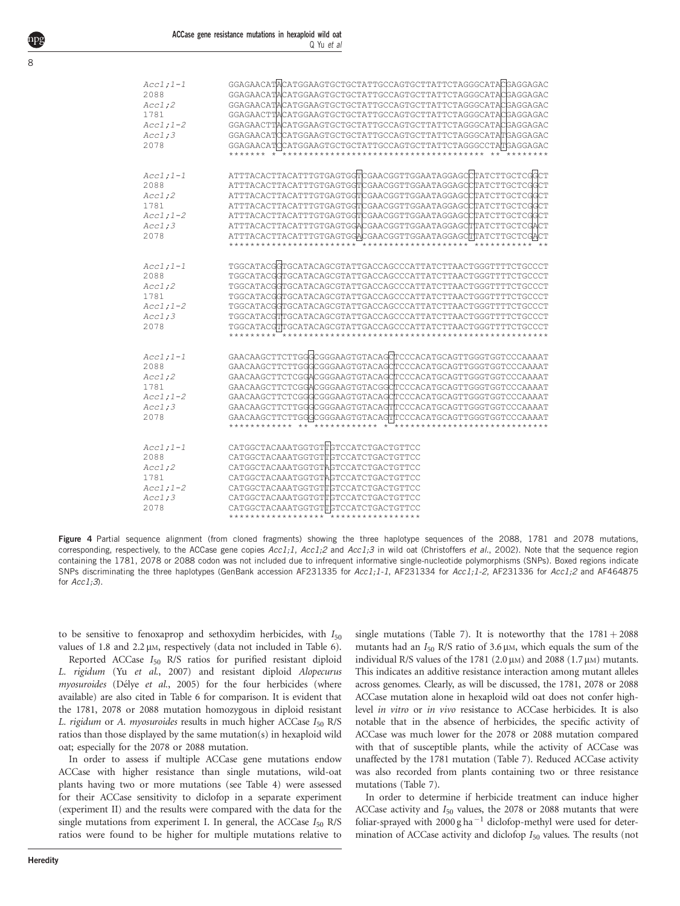```
Acc1;1-1    GGAGAACATACATGGAAGTGCTGCTATTGCCAGTGCTTATTCTAGGGCATACGAGGAGAC
2088        GGAGAACATACATGGAAGTGCTGCTATTGCCAGTGCTTATTCTAGGGCATACGAGGAGAC
Acc1;2      GGAGAACATACATGGAAGTGCTGCTATTGCCAGTGCTTATTCTAGGGCATACGAGGAGAC
1781        GGAGAACTTACATGGAAGTGCTGCTATTGCCAGTGCTTATTCTAGGGCATACGAGGAGAC
Acc1;1-2    GGAGAACTTACATGGAAGTGCTGCTATTGCCAGTGCTTATTCTAGGGCATACGAGGAGAC
Acc1;3      GGAGAACATCCATGGAAGTGCTGCTATTGCCAGTGCTTATTCTAGGGCATATGAGGAGAC
2078        GGAGAACATCCATGGAAGTGCTGCTATTGCCAGTGCTTATTCTAGGGCCTATGAGGAGAC
            ******* * **************************************** ** ********

Acc1;1-1    ATTTACACTTACATTTGTGAGTGGTCGAACGGTTGGAATAGGAGCCTATCTTGCTCGGCT
2088        ATTTACACTTACATTTGTGAGTGGTCGAACGGTTGGAATAGGAGCCTATCTTGCTCGGCT
Acc1;2      ATTTACACTTACATTTGTGAGTGGTCGAACGGTTGGAATAGGAGCCTATCTTGCTCGGCT
1781        ATTTACACTTACATTTGTGAGTGGTCGAACGGTTGGAATAGGAGCCTATCTTGCTCGGCT
Acc1;1-2    ATTTACACTTACATTTGTGAGTGGTCGAACGGTTGGAATAGGAGCCTATCTTGCTCGGCT
Acc1;3      ATTTACACTTACATTTGTGAGTGGACGAACGGTTGGAATAGGAGCTTATCTTGCTCGACT
2078        ATTTACACTTACATTTGTGAGTGGACGAACGGTTGGAATAGGAGCTTATCTTGCTCGACT
            ************************ ******************** *********** **

Acc1;1-1    TGGCATACGGTGCATACAGCGTATTGACCAGCCCATTATCTTAACTGGGTTTTCTGCCCT
2088        TGGCATACGGTGCATACAGCGTATTGACCAGCCCATTATCTTAACTGGGTTTTCTGCCCT
Acc1;2      TGGCATACGGTGCATACAGCGTATTGACCAGCCCATTATCTTAACTGGGTTTTCTGCCCT
1781        TGGCATACGGTGCATACAGCGTATTGACCAGCCCATTATCTTAACTGGGTTTTCTGCCCT
Acc1;1-2    TGGCATACGGTGCATACAGCGTATTGACCAGCCCATTATCTTAACTGGGTTTTCTGCCCT
Acc1;3      TGGCATACGTTGCATACAGCGTATTGACCAGCCCATTATCTTAACTGGGTTTTCTGCCCT
2078        TGGCATACGTTGCATACAGCGTATTGACCAGCCCATTATCTTAACTGGGTTTTCTGCCCT
            ********* **************************************************

Acc1;1-1    GAACAAGCTTCTTGGGCGGGAAGTGTACAGCTCCCACATGCAGTTGGGTGGTCCCAAAAT
2088        GAACAAGCTTCTTGGGCGGGAAGTGTACAGCTCCCACATGCAGTTGGGTGGTCCCAAAAT
Acc1;2      GAACAAGCTTCTCGGACGGGAAGTGTACAGCTCCCACATGCAGTTGGGTGGTCCCAAAAT
1781        GAACAAGCTTCTCGGACGGGAAGTGTACGGCTCCCACATGCAGTTGGGTGGTCCCAAAAT
Acc1;1-2    GAACAAGCTTCTCGGGCGGGAAGTGTACAGCTCCCACATGCAGTTGGGTGGTCCCAAAAT
Acc1;3      GAACAAGCTTCTTGGGCGGGAAGTGTACAGTTCCCACATGCAGTTGGGTGGTCCCAAAAT
2078        GAACAAGCTTCTTGGGCGGGAAGTGTACAGTTCCCACATGCAGTTGGGTGGTCCCAAAAT
            ************ ** ************ * *****************************

Acc1;1-1    CATGGCTACAAATGGTGTTGTCCATCTGACTGTTCC
2088        CATGGCTACAAATGGTGTTGTCCATCTGACTGTTCC
Acc1;2      CATGGCTACAAATGGTGTAGTCCATCTGACTGTTCC
1781        CATGGCTACAAATGGTGTAGTCCATCTGACTGTTCC
Acc1;1-2    CATGGCTACAAATGGTGTTGTCCATCTGACTGTTCC
Acc1;3      CATGGCTACAAATGGTGTTGTCCATCTGACTGTTCC
2078        CATGGCTACAAATGGTGTTGTCCATCTGACTGTTCC
            ****************** *****************
```

**Figure 4** Partial sequence alignment (from cloned fragments) showing the three haplotype sequences of the 2088, 1781 and 2078 mutations, corresponding, respectively, to the ACCase gene copies *Acc1;1*, *Acc1;2* and *Acc1;3* in wild oat (Christoffers *et al*., 2002). Note that the sequence region containing the 1781, 2078 or 2088 codon was not included due to infrequent informative single-nucleotide polymorphisms (SNPs). Boxed regions indicate SNPs discriminating the three haplotypes (GenBank accession AF231335 for *Acc1;1-1*, AF231334 for *Acc1;1-2*, AF231336 for *Acc1;2* and AF464875 for *Acc1;3*).

to be sensitive to fenoxaprop and sethoxydim herbicides, with $I_{50}$ values of 1.8 and 2.2 μM, respectively (data not included in Table 6).

Reported ACCase $I_{50}$ R/S ratios for purified resistant diploid *L. rigidum* (Yu *et al*., 2007) and resistant diploid *Alopecurus myosuroides* (Délye *et al*., 2005) for the four herbicides (where available) are also cited in Table 6 for comparison. It is evident that the 1781, 2078 or 2088 mutation homozygous in diploid resistant *L. rigidum* or *A. myosuroides* results in much higher ACCase $I_{50}$ R/S ratios than those displayed by the same mutation(s) in hexaploid wild oat; especially for the 2078 or 2088 mutation.

In order to assess if multiple ACCase gene mutations endow ACCase with higher resistance than single mutations, wild-oat plants having two or more mutations (see Table 4) were assessed for their ACCase sensitivity to diclofop in a separate experiment (experiment II) and the results were compared with the data for the single mutations from experiment I. In general, the ACCase $I_{50}$ R/S ratios were found to be higher for multiple mutations relative to single mutations (Table 7). It is noteworthy that the 1781 + 2088 mutants had an $I_{50}$ R/S ratio of 3.6 μM, which equals the sum of the individual R/S values of the 1781 (2.0 μM) and 2088 (1.7 μM) mutants. This indicates an additive resistance interaction among mutant alleles across genomes. Clearly, as will be discussed, the 1781, 2078 or 2088 ACCase mutation alone in hexaploid wild oat does not confer high-level *in vitro* or *in vivo* resistance to ACCase herbicides. It is also notable that in the absence of herbicides, the specific activity of ACCase was much lower for the 2078 or 2088 mutation compared with that of susceptible plants, while the activity of ACCase was unaffected by the 1781 mutation (Table 7). Reduced ACCase activity was also recorded from plants containing two or three resistance mutations (Table 7).

In order to determine if herbicide treatment can induce higher ACCase activity and $I_{50}$ values, the 2078 or 2088 mutants that were foliar-sprayed with 2000 g ha$^{-1}$ diclofop-methyl were used for determination of ACCase activity and diclofop $I_{50}$ values. The results (not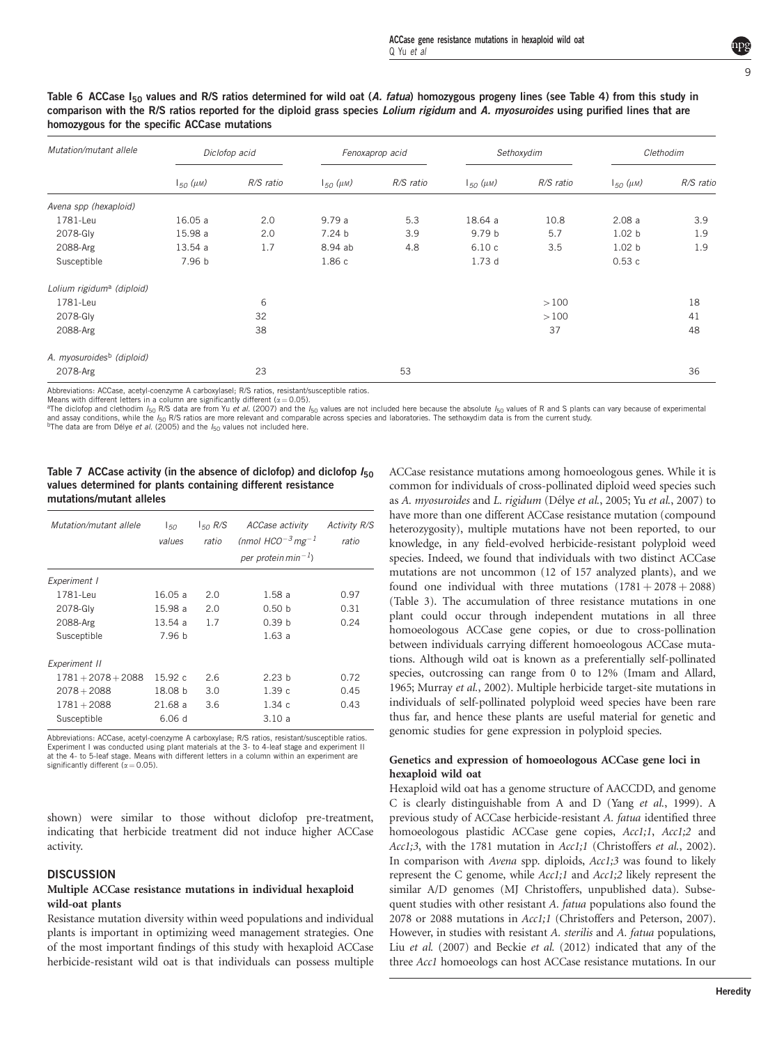**Table 6** ACCase $I_{50}$ values and R/S ratios determined for wild oat (*A. fatua*) homozygous progeny lines (see Table 4) from this study in comparison with the R/S ratios reported for the diploid grass species *Lolium rigidum* and *A. myosuroides* using purified lines that are homozygous for the specific ACCase mutations

| Mutation/mutant allele | Diclofop acid | | Fenoxaprop acid | | Sethoxydim | | Clethodim | |
|---|---|---|---|---|---|---|---|---|
| | $I_{50}$ (μM) | R/S ratio | $I_{50}$ (μM) | R/S ratio | $I_{50}$ (μM) | R/S ratio | $I_{50}$ (μM) | R/S ratio |
| *Avena spp (hexaploid)* | | | | | | | | |
| 1781-Leu | 16.05 a | 2.0 | 9.79 a | 5.3 | 18.64 a | 10.8 | 2.08 a | 3.9 |
| 2078-Gly | 15.98 a | 2.0 | 7.24 b | 3.9 | 9.79 b | 5.7 | 1.02 b | 1.9 |
| 2088-Arg | 13.54 a | 1.7 | 8.94 ab | 4.8 | 6.10 c | 3.5 | 1.02 b | 1.9 |
| Susceptible | 7.96 b | | 1.86 c | | 1.73 d | | 0.53 c | |
| *Lolium rigidum*[a] *(diploid)* | | | | | | | | |
| 1781-Leu | | 6 | | | | >100 | | 18 |
| 2078-Gly | | 32 | | | | >100 | | 41 |
| 2088-Arg | | 38 | | | | 37 | | 48 |
| *A. myosuroides*[b] *(diploid)* | | | | | | | | |
| 2078-Arg | | 23 | | 53 | | | | 36 |

Abbreviations: ACCase, acetyl-coenzyme A carboxylasel; R/S ratios, resistant/susceptible ratios.
Means with different letters in a column are significantly different ($\alpha = 0.05$).
[a]The diclofop and clethodim $I_{50}$ R/S data are from Yu *et al.* (2007) and the $I_{50}$ values are not included here because the absolute $I_{50}$ values of R and S plants can vary because of experimental and assay conditions, while the $I_{50}$ R/S ratios are more relevant and comparable across species and laboratories. The sethoxydim data is from the current study.
[b]The data are from Délye *et al.* (2005) and the $I_{50}$ values not included here.

**Table 7** ACCase activity (in the absence of diclofop) and diclofop $I_{50}$ values determined for plants containing different resistance mutations/mutant alleles

| Mutation/mutant allele | $I_{50}$ values | $I_{50}$ R/S ratio | ACCase activity (nmol $HCO^{-3}$ $mg^{-1}$ per protein $min^{-1}$) | Activity R/S ratio |
|---|---|---|---|---|
| *Experiment I* | | | | |
| 1781-Leu | 16.05 a | 2.0 | 1.58 a | 0.97 |
| 2078-Gly | 15.98 a | 2.0 | 0.50 b | 0.31 |
| 2088-Arg | 13.54 a | 1.7 | 0.39 b | 0.24 |
| Susceptible | 7.96 b | | 1.63 a | |
| *Experiment II* | | | | |
| 1781 + 2078 + 2088 | 15.92 c | 2.6 | 2.23 b | 0.72 |
| 2078 + 2088 | 18.08 b | 3.0 | 1.39 c | 0.45 |
| 1781 + 2088 | 21.68 a | 3.6 | 1.34 c | 0.43 |
| Susceptible | 6.06 d | | 3.10 a | |

Abbreviations: ACCase, acetyl-coenzyme A carboxylase; R/S ratios, resistant/susceptible ratios. Experiment I was conducted using plant materials at the 3- to 4-leaf stage and experiment II at the 4- to 5-leaf stage. Means with different letters in a column within an experiment are significantly different ($\alpha = 0.05$).

shown) were similar to those without diclofop pre-treatment, indicating that herbicide treatment did not induce higher ACCase activity.

## DISCUSSION

### Multiple ACCase resistance mutations in individual hexaploid wild-oat plants

Resistance mutation diversity within weed populations and individual plants is important in optimizing weed management strategies. One of the most important findings of this study with hexaploid ACCase herbicide-resistant wild oat is that individuals can possess multiple ACCase resistance mutations among homoeologous genes. While it is common for individuals of cross-pollinated diploid weed species such as *A. myosuroides* and *L. rigidum* (Délye *et al.*, 2005; Yu *et al.*, 2007) to have more than one different ACCase resistance mutation (compound heterozygosity), multiple mutations have not been reported, to our knowledge, in any field-evolved herbicide-resistant polyploid weed species. Indeed, we found that individuals with two distinct ACCase mutations are not uncommon (12 of 157 analyzed plants), and we found one individual with three mutations (1781 + 2078 + 2088) (Table 3). The accumulation of three resistance mutations in one plant could occur through independent mutations in all three homoeologous ACCase gene copies, or due to cross-pollination between individuals carrying different homoeologous ACCase mutations. Although wild oat is known as a preferentially self-pollinated species, outcrossing can range from 0 to 12% (Imam and Allard, 1965; Murray *et al.*, 2002). Multiple herbicide target-site mutations in individuals of self-pollinated polyploid weed species have been rare thus far, and hence these plants are useful material for genetic and genomic studies for gene expression in polyploid species.

### Genetics and expression of homoeologous ACCase gene loci in hexaploid wild oat

Hexaploid wild oat has a genome structure of AACCDD, and genome C is clearly distinguishable from A and D (Yang *et al.*, 1999). A previous study of ACCase herbicide-resistant *A. fatua* identified three homoeologous plastidic ACCase gene copies, *Acc1;1*, *Acc1;2* and *Acc1;3*, with the 1781 mutation in *Acc1;1* (Christoffers *et al.*, 2002). In comparison with *Avena* spp. diploids, *Acc1;3* was found to likely represent the C genome, while *Acc1;1* and *Acc1;2* likely represent the similar A/D genomes (MJ Christoffers, unpublished data). Subsequent studies with other resistant *A. fatua* populations also found the 2078 or 2088 mutations in *Acc1;1* (Christoffers and Peterson, 2007). However, in studies with resistant *A. sterilis* and *A. fatua* populations, Liu *et al.* (2007) and Beckie *et al.* (2012) indicated that any of the three *Acc1* homoeologs can host ACCase resistance mutations. In our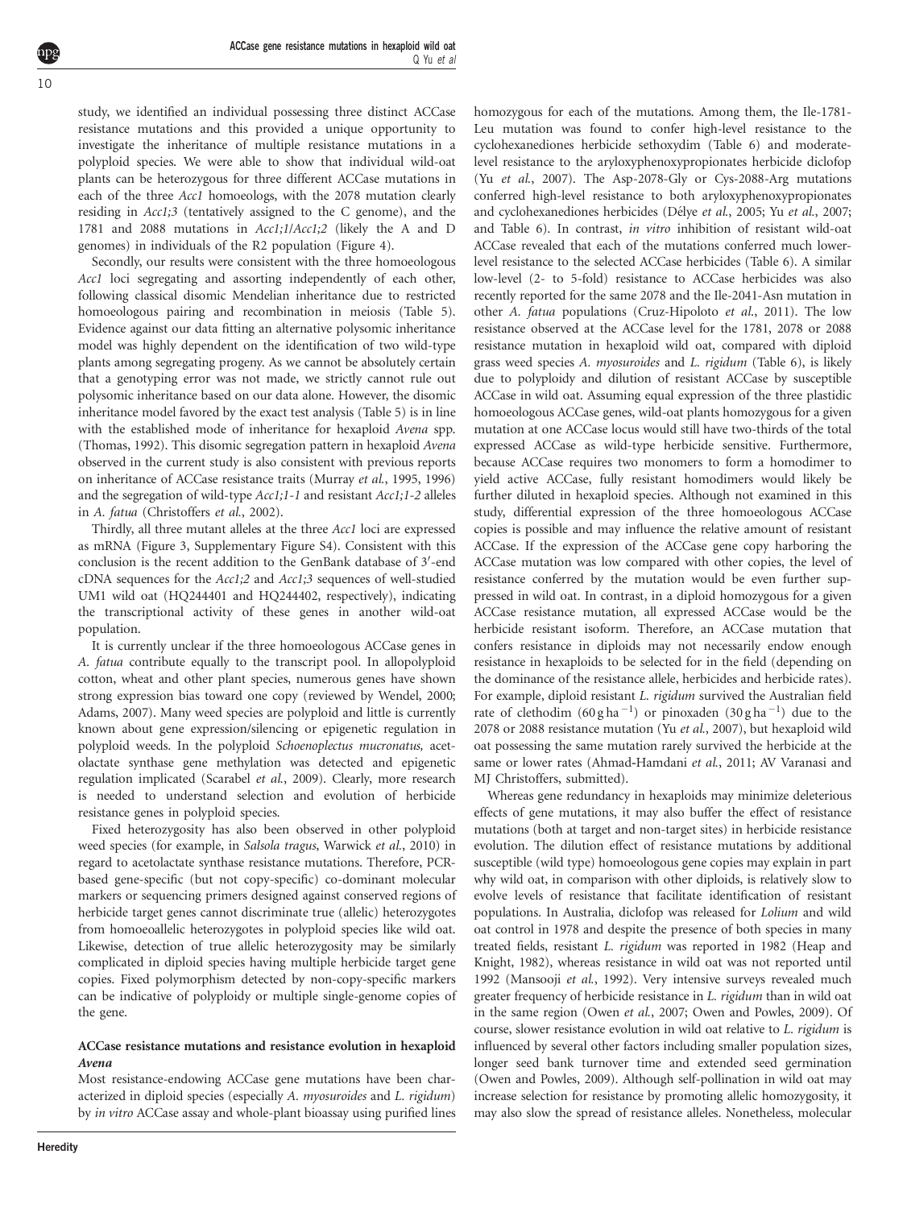study, we identified an individual possessing three distinct ACCase resistance mutations and this provided a unique opportunity to investigate the inheritance of multiple resistance mutations in a polyploid species. We were able to show that individual wild-oat plants can be heterozygous for three different ACCase mutations in each of the three *Acc1* homoeologs, with the 2078 mutation clearly residing in *Acc1;3* (tentatively assigned to the C genome), and the 1781 and 2088 mutations in *Acc1;1*/*Acc1;2* (likely the A and D genomes) in individuals of the R2 population (Figure 4).

Secondly, our results were consistent with the three homoeologous *Acc1* loci segregating and assorting independently of each other, following classical disomic Mendelian inheritance due to restricted homoeologous pairing and recombination in meiosis (Table 5). Evidence against our data fitting an alternative polysomic inheritance model was highly dependent on the identification of two wild-type plants among segregating progeny. As we cannot be absolutely certain that a genotyping error was not made, we strictly cannot rule out polysomic inheritance based on our data alone. However, the disomic inheritance model favored by the exact test analysis (Table 5) is in line with the established mode of inheritance for hexaploid *Avena* spp. (Thomas, 1992). This disomic segregation pattern in hexaploid *Avena* observed in the current study is also consistent with previous reports on inheritance of ACCase resistance traits (Murray *et al.*, 1995, 1996) and the segregation of wild-type *Acc1;1-1* and resistant *Acc1;1-2* alleles in *A. fatua* (Christoffers *et al.*, 2002).

Thirdly, all three mutant alleles at the three *Acc1* loci are expressed as mRNA (Figure 3, Supplementary Figure S4). Consistent with this conclusion is the recent addition to the GenBank database of 3′-end cDNA sequences for the *Acc1;2* and *Acc1;3* sequences of well-studied UM1 wild oat (HQ244401 and HQ244402, respectively), indicating the transcriptional activity of these genes in another wild-oat population.

It is currently unclear if the three homoeologous ACCase genes in *A. fatua* contribute equally to the transcript pool. In allopolyploid cotton, wheat and other plant species, numerous genes have shown strong expression bias toward one copy (reviewed by Wendel, 2000; Adams, 2007). Many weed species are polyploid and little is currently known about gene expression/silencing or epigenetic regulation in polyploid weeds. In the polyploid *Schoenoplectus mucronatus,* acetolactate synthase gene methylation was detected and epigenetic regulation implicated (Scarabel *et al.*, 2009). Clearly, more research is needed to understand selection and evolution of herbicide resistance genes in polyploid species.

Fixed heterozygosity has also been observed in other polyploid weed species (for example, in *Salsola tragus*, Warwick *et al.*, 2010) in regard to acetolactate synthase resistance mutations. Therefore, PCR-based gene-specific (but not copy-specific) co-dominant molecular markers or sequencing primers designed against conserved regions of herbicide target genes cannot discriminate true (allelic) heterozygotes from homoeoallelic heterozygotes in polyploid species like wild oat. Likewise, detection of true allelic heterozygosity may be similarly complicated in diploid species having multiple herbicide target gene copies. Fixed polymorphism detected by non-copy-specific markers can be indicative of polyploidy or multiple single-genome copies of the gene.

### ACCase resistance mutations and resistance evolution in hexaploid *Avena*

Most resistance-endowing ACCase gene mutations have been characterized in diploid species (especially *A. myosuroides* and *L. rigidum*) by *in vitro* ACCase assay and whole-plant bioassay using purified lines homozygous for each of the mutations. Among them, the Ile-1781-Leu mutation was found to confer high-level resistance to the cyclohexanediones herbicide sethoxydim (Table 6) and moderate-level resistance to the aryloxyphenoxypropionates herbicide diclofop (Yu *et al.*, 2007). The Asp-2078-Gly or Cys-2088-Arg mutations conferred high-level resistance to both aryloxyphenoxypropionates and cyclohexanediones herbicides (Délye *et al.*, 2005; Yu *et al.*, 2007; and Table 6). In contrast, *in vitro* inhibition of resistant wild-oat ACCase revealed that each of the mutations conferred much lower-level resistance to the selected ACCase herbicides (Table 6). A similar low-level (2- to 5-fold) resistance to ACCase herbicides was also recently reported for the same 2078 and the Ile-2041-Asn mutation in other *A. fatua* populations (Cruz-Hipoloto *et al.*, 2011). The low resistance observed at the ACCase level for the 1781, 2078 or 2088 resistance mutation in hexaploid wild oat, compared with diploid grass weed species *A. myosuroides* and *L. rigidum* (Table 6), is likely due to polyploidy and dilution of resistant ACCase by susceptible ACCase in wild oat. Assuming equal expression of the three plastidic homoeologous ACCase genes, wild-oat plants homozygous for a given mutation at one ACCase locus would still have two-thirds of the total expressed ACCase as wild-type herbicide sensitive. Furthermore, because ACCase requires two monomers to form a homodimer to yield active ACCase, fully resistant homodimers would likely be further diluted in hexaploid species. Although not examined in this study, differential expression of the three homoeologous ACCase copies is possible and may influence the relative amount of resistant ACCase. If the expression of the ACCase gene copy harboring the ACCase mutation was low compared with other copies, the level of resistance conferred by the mutation would be even further suppressed in wild oat. In contrast, in a diploid homozygous for a given ACCase resistance mutation, all expressed ACCase would be the herbicide resistant isoform. Therefore, an ACCase mutation that confers resistance in diploids may not necessarily endow enough resistance in hexaploids to be selected for in the field (depending on the dominance of the resistance allele, herbicides and herbicide rates). For example, diploid resistant *L. rigidum* survived the Australian field rate of clethodim ($60\,g\,ha^{-1}$) or pinoxaden ($30\,g\,ha^{-1}$) due to the 2078 or 2088 resistance mutation (Yu *et al.*, 2007), but hexaploid wild oat possessing the same mutation rarely survived the herbicide at the same or lower rates (Ahmad-Hamdani *et al.*, 2011; AV Varanasi and MJ Christoffers, submitted).

Whereas gene redundancy in hexaploids may minimize deleterious effects of gene mutations, it may also buffer the effect of resistance mutations (both at target and non-target sites) in herbicide resistance evolution. The dilution effect of resistance mutations by additional susceptible (wild type) homoeologous gene copies may explain in part why wild oat, in comparison with other diploids, is relatively slow to evolve levels of resistance that facilitate identification of resistant populations. In Australia, diclofop was released for *Lolium* and wild oat control in 1978 and despite the presence of both species in many treated fields, resistant *L. rigidum* was reported in 1982 (Heap and Knight, 1982), whereas resistance in wild oat was not reported until 1992 (Mansooji *et al.*, 1992). Very intensive surveys revealed much greater frequency of herbicide resistance in *L. rigidum* than in wild oat in the same region (Owen *et al.*, 2007; Owen and Powles, 2009). Of course, slower resistance evolution in wild oat relative to *L. rigidum* is influenced by several other factors including smaller population sizes, longer seed bank turnover time and extended seed germination (Owen and Powles, 2009). Although self-pollination in wild oat may increase selection for resistance by promoting allelic homozygosity, it may also slow the spread of resistance alleles. Nonetheless, molecular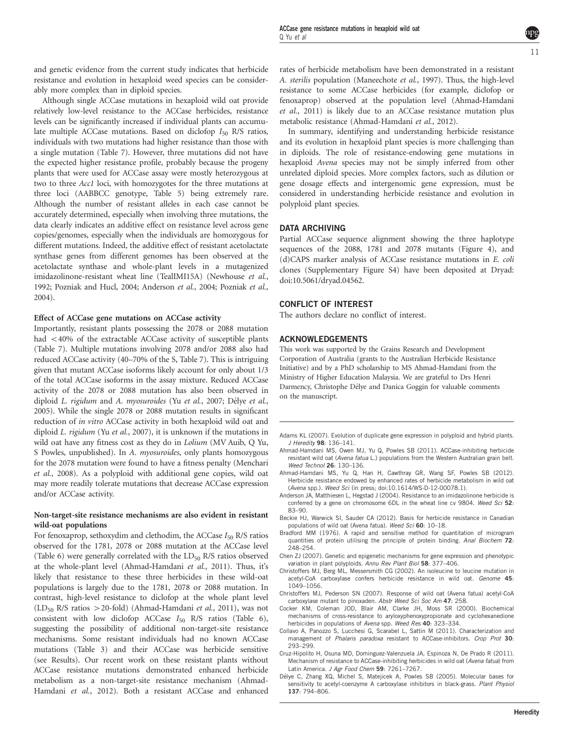and genetic evidence from the current study indicates that herbicide resistance and evolution in hexaploid weed species can be considerably more complex than in diploid species.

Although single ACCase mutations in hexaploid wild oat provide relatively low-level resistance to the ACCase herbicides, resistance levels can be significantly increased if individual plants can accumulate multiple ACCase mutations. Based on diclofop $I_{50}$ R/S ratios, individuals with two mutations had higher resistance than those with a single mutation (Table 7). However, three mutations did not have the expected higher resistance profile, probably because the progeny plants that were used for ACCase assay were mostly heterozygous at two to three *Acc1* loci, with homozygotes for the three mutations at three loci (AABBCC genotype, Table 5) being extremely rare. Although the number of resistant alleles in each case cannot be accurately determined, especially when involving three mutations, the data clearly indicates an additive effect on resistance level across gene copies/genomes, especially when the individuals are homozygous for different mutations. Indeed, the additive effect of resistant acetolactate synthase genes from different genomes has been observed at the acetolactate synthase and whole-plant levels in a mutagenized imidazolinone-resistant wheat line (TealIMI15A) (Newhouse *et al.*, 1992; Pozniak and Hucl, 2004; Anderson *et al.*, 2004; Pozniak *et al.*, 2004).

### Effect of ACCase gene mutations on ACCase activity

Importantly, resistant plants possessing the 2078 or 2088 mutation had <40% of the extractable ACCase activity of susceptible plants (Table 7). Multiple mutations involving 2078 and/or 2088 also had reduced ACCase activity (40–70% of the S, Table 7). This is intriguing given that mutant ACCase isoforms likely account for only about 1/3 of the total ACCase isoforms in the assay mixture. Reduced ACCase activity of the 2078 or 2088 mutation has also been observed in diploid *L. rigidum* and *A. myosuroides* (Yu *et al.*, 2007; Délye *et al.*, 2005). While the single 2078 or 2088 mutation results in significant reduction of *in vitro* ACCase activity in both hexaploid wild oat and diploid *L. rigidum* (Yu *et al.*, 2007), it is unknown if the mutations in wild oat have any fitness cost as they do in *Lolium* (MV Auib, Q Yu, S Powles, unpublished). In *A. myosuroides*, only plants homozygous for the 2078 mutation were found to have a fitness penalty (Menchari *et al.*, 2008). As a polyploid with additional gene copies, wild oat may more readily tolerate mutations that decrease ACCase expression and/or ACCase activity.

### Non-target-site resistance mechanisms are also evident in resistant wild-oat populations

For fenoxaprop, sethoxydim and clethodim, the ACCase $I_{50}$ R/S ratios observed for the 1781, 2078 or 2088 mutation at the ACCase level (Table 6) were generally correlated with the $LD_{50}$ R/S ratios observed at the whole-plant level (Ahmad-Hamdani *et al.*, 2011). Thus, it's likely that resistance to these three herbicides in these wild-oat populations is largely due to the 1781, 2078 or 2088 mutation. In contrast, high-level resistance to diclofop at the whole plant level ($LD_{50}$ R/S ratios >20-fold) (Ahmad-Hamdani *et al.*, 2011), was not consistent with low diclofop ACCase $I_{50}$ R/S ratios (Table 6), suggesting the possibility of additional non-target-site resistance mechanisms. Some resistant individuals had no known ACCase mutations (Table 3) and their ACCase was herbicide sensitive (see Results). Our recent work on these resistant plants without ACCase resistance mutations demonstrated enhanced herbicide metabolism as a non-target-site resistance mechanism (Ahmad-Hamdani *et al.*, 2012). Both a resistant ACCase and enhanced rates of herbicide metabolism have been demonstrated in a resistant *A. sterilis* population (Maneechote *et al.*, 1997). Thus, the high-level resistance to some ACCase herbicides (for example, diclofop or fenoxaprop) observed at the population level (Ahmad-Hamdani *et al.*, 2011) is likely due to an ACCase resistance mutation plus metabolic resistance (Ahmad-Hamdani *et al.*, 2012).

In summary, identifying and understanding herbicide resistance and its evolution in hexaploid plant species is more challenging than in diploids. The role of resistance-endowing gene mutations in hexaploid *Avena* species may not be simply inferred from other unrelated diploid species. More complex factors, such as dilution or gene dosage effects and intergenomic gene expression, must be considered in understanding herbicide resistance and evolution in polyploid plant species.

## DATA ARCHIVING

Partial ACCase sequence alignment showing the three haplotype sequences of the 2088, 1781 and 2078 mutants (Figure 4), and (d)CAPS marker analysis of ACCase resistance mutations in *E. coli* clones (Supplementary Figure S4) have been deposited at Dryad: doi:10.5061/dryad.04562.

## CONFLICT OF INTEREST

The authors declare no conflict of interest.

## ACKNOWLEDGEMENTS

This work was supported by the Grains Research and Development Corporation of Australia (grants to the Australian Herbicide Resistance Initiative) and by a PhD scholarship to MS Ahmad-Hamdani from the Ministry of Higher Education Malaysia. We are grateful to Drs Henri Darmency, Christophe Délye and Danica Goggin for valuable comments on the manuscript.

---

Adams KL (2007). Evolution of duplicate gene expression in polyploid and hybrid plants. *J Heredity* **98**: 136–141.

Ahmad-Hamdani MS, Owen MJ, Yu Q, Powles SB (2011). ACCase-inhibiting herbicide resistant wild oat (*Avena fatua* L.) populations from the Western Australian grain belt. *Weed Technol* **26**: 130–136.

Ahmad-Hamdani MS, Yu Q, Han H, Cawthray GR, Wang SF, Powles SB (2012). Herbicide resistance endowed by enhanced rates of herbicide metabolism in wild oat (*Avena* spp.). *Weed Sci* (in press; doi:10.1614/WS-D-12-00078.1).

Anderson JA, Matthiesen L, Hegstad J (2004). Resistance to an imidazolinone herbicide is conferred by a gene on chromosome 6DL in the wheat line cv 9804. *Weed Sci* **52**: 83–90.

Beckie HJ, Warwick SI, Sauder CA (2012). Basis for herbicide resistance in Canadian populations of wild oat (Avena fatua). *Weed Sci* **60**: 10–18.

Bradford MM (1976). A rapid and sensitive method for quantitation of microgram quantities of protein utilising the principle of protein binding. *Anal Biochem* **72**: 248–254.

Chen ZJ (2007). Genetic and epigenetic mechanisms for gene expression and phenotypic variation in plant polyploids. *Annu Rev Plant Biol* **58**: 377–406.

Christoffers MJ, Berg ML, Messersmith CG (2002). An isoleucine to leucine mutation in acetyl-CoA carboxylase confers herbicide resistance in wild oat. *Genome* **45**: 1049–1056.

Christoffers MJ, Pederson SN (2007). Response of wild oat (Avena fatua) acetyl-CoA carboxylase mutant to pinoxaden. *Abstr Weed Sci Soc Am* **47**: 258.

Cocker KM, Coleman JOD, Blair AM, Clarke JH, Moss SR (2000). Biochemical mechanisms of cross-resistance to aryloxyphenoxypropionate and cyclohexanedione herbicides in populations of *Avena* spp. *Weed Res* **40**: 323–334.

Collavo A, Panozzo S, Lucchesi G, Scarabel L, Sattin M (2011). Characterization and management of *Phalaris paradoxa* resistant to ACCase-inhibitors. *Crop Prot* **30**: 293–299.

Cruz-Hipolito H, Osuna MD, Dominguez-Valenzuela JA, Espinoza N, De Prado R (2011). Mechanism of resistance to ACCase-inhibiting herbicides in wild oat (*Avena fatua*) from Latin America. *J Agr Food Chem* **59**: 7261–7267.

Délye C, Zhang XQ, Michel S, Matejicek A, Powles SB (2005). Molecular bases for sensitivity to acetyl-coenzyme A carboxylase inhibitors in black-grass. *Plant Physiol* **137**: 794–806.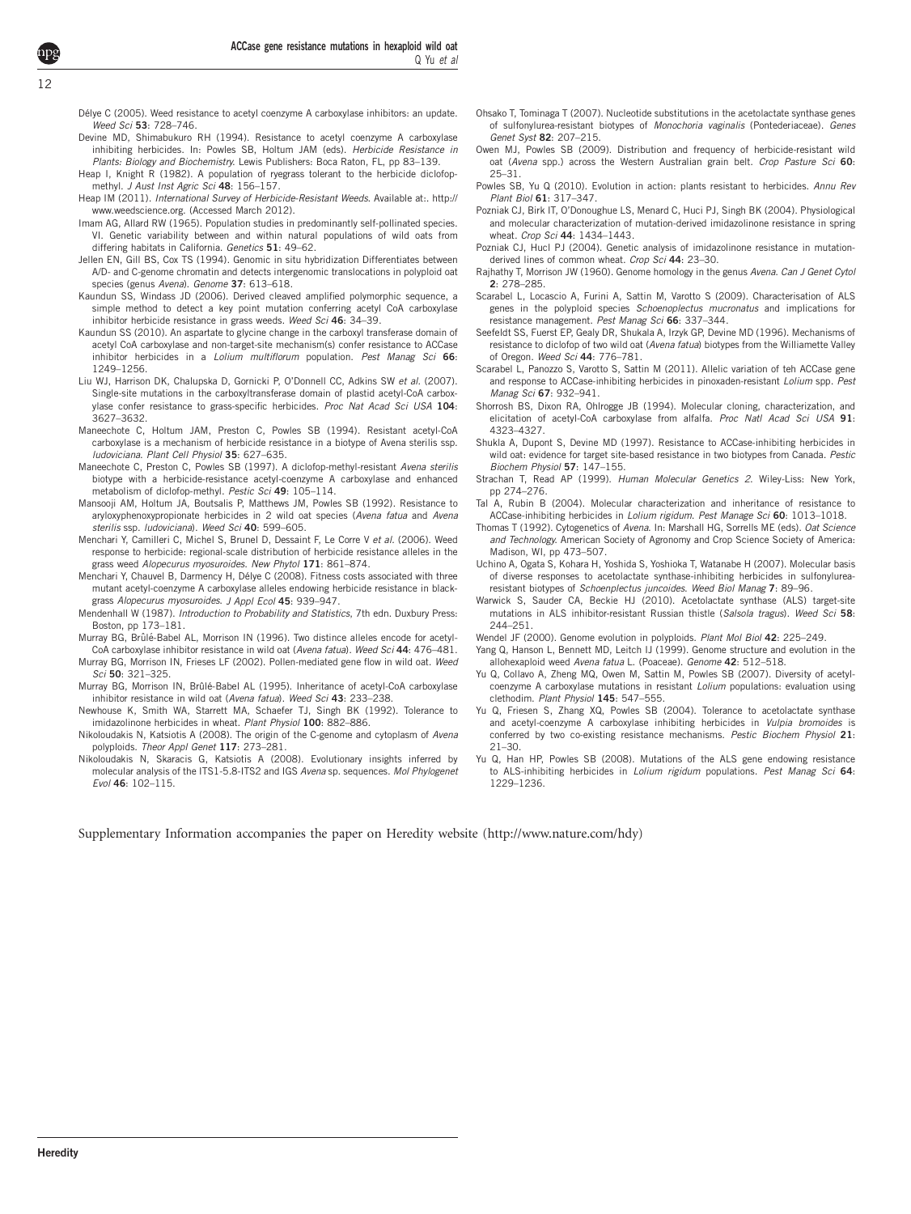Délye C (2005). Weed resistance to acetyl coenzyme A carboxylase inhibitors: an update. *Weed Sci* **53**: 728–746.

Devine MD, Shimabukuro RH (1994). Resistance to acetyl coenzyme A carboxylase inhibiting herbicides. In: Powles SB, Holtum JAM (eds). *Herbicide Resistance in Plants: Biology and Biochemistry*. Lewis Publishers: Boca Raton, FL, pp 83–139.

Heap I, Knight R (1982). A population of ryegrass tolerant to the herbicide diclofop-methyl. *J Aust Inst Agric Sci* **48**: 156–157.

Heap IM (2011). *International Survey of Herbicide-Resistant Weeds*. Available at:. http://www.weedscience.org. (Accessed March 2012).

Imam AG, Allard RW (1965). Population studies in predominantly self-pollinated species. VI. Genetic variability between and within natural populations of wild oats from differing habitats in California. *Genetics* **51**: 49–62.

Jellen EN, Gill BS, Cox TS (1994). Genomic in situ hybridization Differentiates between A/D- and C-genome chromatin and detects intergenomic translocations in polyploid oat species (genus *Avena*). *Genome* **37**: 613–618.

Kaundun SS, Windass JD (2006). Derived cleaved amplified polymorphic sequence, a simple method to detect a key point mutation conferring acetyl CoA carboxylase inhibitor herbicide resistance in grass weeds. *Weed Sci* **46**: 34–39.

Kaundun SS (2010). An aspartate to glycine change in the carboxyl transferase domain of acetyl CoA carboxylase and non-target-site mechanism(s) confer resistance to ACCase inhibitor herbicides in a *Lolium multiflorum* population. *Pest Manag Sci* **66**: 1249–1256.

Liu WJ, Harrison DK, Chalupska D, Gornicki P, O'Donnell CC, Adkins SW *et al*. (2007). Single-site mutations in the carboxyltransferase domain of plastid acetyl-CoA carboxylase confer resistance to grass-specific herbicides. *Proc Nat Acad Sci USA* **104**: 3627–3632.

Maneechote C, Holtum JAM, Preston C, Powles SB (1994). Resistant acetyl-CoA carboxylase is a mechanism of herbicide resistance in a biotype of Avena sterilis ssp. *ludoviciana*. *Plant Cell Physiol* **35**: 627–635.

Maneechote C, Preston C, Powles SB (1997). A diclofop-methyl-resistant *Avena sterilis* biotype with a herbicide-resistance acetyl-coenzyme A carboxylase and enhanced metabolism of diclofop-methyl. *Pestic Sci* **49**: 105–114.

Mansooji AM, Holtum JA, Boutsalis P, Matthews JM, Powles SB (1992). Resistance to aryloxyphenoxypropionate herbicides in 2 wild oat species (*Avena fatua* and *Avena sterilis* ssp. *ludoviciana*). *Weed Sci* **40**: 599–605.

Menchari Y, Camilleri C, Michel S, Brunel D, Dessaint F, Le Corre V *et al*. (2006). Weed response to herbicide: regional-scale distribution of herbicide resistance alleles in the grass weed *Alopecurus myosuroides*. *New Phytol* **171**: 861–874.

Menchari Y, Chauvel B, Darmency H, Délye C (2008). Fitness costs associated with three mutant acetyl-coenzyme A carboxylase alleles endowing herbicide resistance in black-grass *Alopecurus myosuroides*. *J Appl Ecol* **45**: 939–947.

Mendenhall W (1987). *Introduction to Probability and Statistics*, 7th edn. Duxbury Press: Boston, pp 173–181.

Murray BG, Brûlé-Babel AL, Morrison IN (1996). Two distince alleles encode for acetyl-CoA carboxylase inhibitor resistance in wild oat (*Avena fatua*). *Weed Sci* **44**: 476–481.

Murray BG, Morrison IN, Frieses LF (2002). Pollen-mediated gene flow in wild oat. *Weed Sci* **50**: 321–325.

Murray BG, Morrison IN, Brûlé-Babel AL (1995). Inheritance of acetyl-CoA carboxylase inhibitor resistance in wild oat (*Avena fatua*). *Weed Sci* **43**: 233–238.

Newhouse K, Smith WA, Starrett MA, Schaefer TJ, Singh BK (1992). Tolerance to imidazolinone herbicides in wheat. *Plant Physiol* **100**: 882–886.

Nikoloudakis N, Katsiotis A (2008). The origin of the C-genome and cytoplasm of *Avena* polyploids. *Theor Appl Genet* **117**: 273–281.

Nikoloudakis N, Skaracis G, Katsiotis A (2008). Evolutionary insights inferred by molecular analysis of the ITS1-5.8-ITS2 and IGS *Avena* sp. sequences. *Mol Phylogenet Evol* **46**: 102–115.

Ohsako T, Tominaga T (2007). Nucleotide substitutions in the acetolactate synthase genes of sulfonylurea-resistant biotypes of *Monochoria vaginalis* (Pontederiaceae). *Genes Genet Syst* **82**: 207–215.

Owen MJ, Powles SB (2009). Distribution and frequency of herbicide-resistant wild oat (*Avena* spp.) across the Western Australian grain belt. *Crop Pasture Sci* **60**: 25–31.

Powles SB, Yu Q (2010). Evolution in action: plants resistant to herbicides. *Annu Rev Plant Biol* **61**: 317–347.

Pozniak CJ, Birk IT, O'Donoughue LS, Menard C, Huci PJ, Singh BK (2004). Physiological and molecular characterization of mutation-derived imidazolinone resistance in spring wheat. *Crop Sci* **44**: 1434–1443.

Pozniak CJ, Hucl PJ (2004). Genetic analysis of imidazolinone resistance in mutation-derived lines of common wheat. *Crop Sci* **44**: 23–30.

Rajhathy T, Morrison JW (1960). Genome homology in the genus *Avena*. *Can J Genet Cytol* **2**: 278–285.

Scarabel L, Locascio A, Furini A, Sattin M, Varotto S (2009). Characterisation of ALS genes in the polyploid species *Schoenoplectus mucronatus* and implications for resistance management. *Pest Manag Sci* **66**: 337–344.

Seefeldt SS, Fuerst EP, Gealy DR, Shukala A, Irzyk GP, Devine MD (1996). Mechanisms of resistance to diclofop of two wild oat (*Avena fatua*) biotypes from the Williamette Valley of Oregon. *Weed Sci* **44**: 776–781.

Scarabel L, Panozzo S, Varotto S, Sattin M (2011). Allelic variation of teh ACCase gene and response to ACCase-inhibiting herbicides in pinoxaden-resistant *Lolium* spp. *Pest Manag Sci* **67**: 932–941.

Shorrosh BS, Dixon RA, Ohlrogge JB (1994). Molecular cloning, characterization, and elicitation of acetyl-CoA carboxylase from alfalfa. *Proc Natl Acad Sci USA* **91**: 4323–4327.

Shukla A, Dupont S, Devine MD (1997). Resistance to ACCase-inhibiting herbicides in wild oat: evidence for target site-based resistance in two biotypes from Canada. *Pestic Biochem Physiol* **57**: 147–155.

Strachan T, Read AP (1999). *Human Molecular Genetics 2*. Wiley-Liss: New York, pp 274–276.

Tal A, Rubin B (2004). Molecular characterization and inheritance of resistance to ACCase-inhibiting herbicides in *Lolium rigidum*. *Pest Manage Sci* **60**: 1013–1018.

Thomas T (1992). Cytogenetics of *Avena*. In: Marshall HG, Sorrells ME (eds). *Oat Science and Technology*. American Society of Agronomy and Crop Science Society of America: Madison, WI, pp 473–507.

Uchino A, Ogata S, Kohara H, Yoshida S, Yoshioka T, Watanabe H (2007). Molecular basis of diverse responses to acetolactate synthase-inhibiting herbicides in sulfonylurea-resistant biotypes of *Schoenplectus juncoides*. *Weed Biol Manag* **7**: 89–96.

Warwick S, Sauder CA, Beckie HJ (2010). Acetolactate synthase (ALS) target-site mutations in ALS inhibitor-resistant Russian thistle (*Salsola tragus*). *Weed Sci* **58**: 244–251.

Wendel JF (2000). Genome evolution in polyploids. *Plant Mol Biol* **42**: 225–249.

Yang Q, Hanson L, Bennett MD, Leitch IJ (1999). Genome structure and evolution in the allohexaploid weed *Avena fatua* L. (Poaceae). *Genome* **42**: 512–518.

Yu Q, Collavo A, Zheng MQ, Owen M, Sattin M, Powles SB (2007). Diversity of acetyl-coenzyme A carboxylase mutations in resistant *Lolium* populations: evaluation using clethodim. *Plant Physiol* **145**: 547–555.

Yu Q, Friesen S, Zhang XQ, Powles SB (2004). Tolerance to acetolactate synthase and acetyl-coenzyme A carboxylase inhibiting herbicides in *Vulpia bromoides* is conferred by two co-existing resistance mechanisms. *Pestic Biochem Physiol* **21**: 21–30.

Yu Q, Han HP, Powles SB (2008). Mutations of the ALS gene endowing resistance to ALS-inhibiting herbicides in *Lolium rigidum* populations. *Pest Manag Sci* **64**: 1229–1236.

Supplementary Information accompanies the paper on Heredity website (http://www.nature.com/hdy)